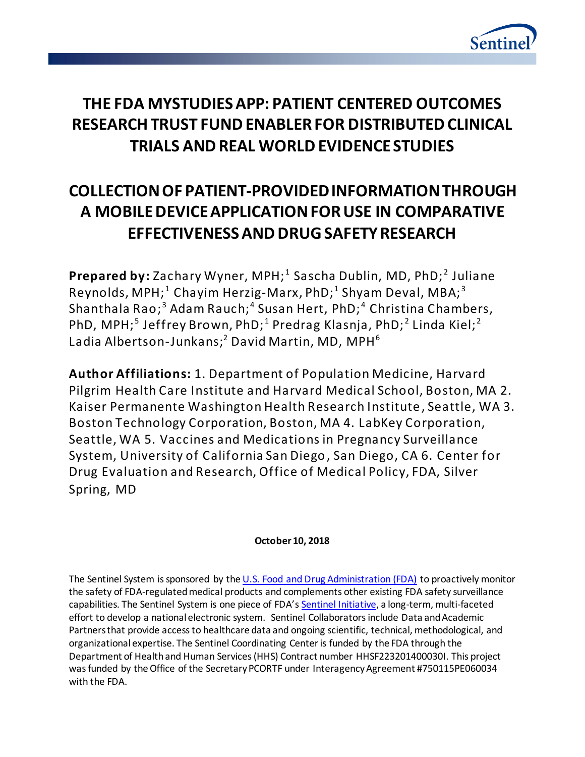# THE FDA MYSTUDIES APP: PATIENT CENTERED OUTCOMES RESEARCH TRUST FUND ENABLER FOR DISTRIBUTED CLINICAL TRIALS AND REAL WORLD EVIDENCE STUDIES

# COLLECTION OF PATIENT-PROVIDED INFORMATION THROUGH A MOBILE DEVICE APPLICATION FOR USE IN COMPARATIVE EFFECTIVENESS AND DRUG SAFETY RESEARCH

**Prepared by:** Zachary Wyner, MPH;[1] Sascha Dublin, MD, PhD;[2] Juliane Reynolds, MPH;[1] Chayim Herzig-Marx, PhD;[1] Shyam Deval, MBA;[3] Shanthala Rao;[3] Adam Rauch;[4] Susan Hert, PhD;[4] Christina Chambers, PhD, MPH;[5] Jeffrey Brown, PhD;[1] Predrag Klasnja, PhD;[2] Linda Kiel;[2] Ladia Albertson-Junkans;[2] David Martin, MD, MPH[6]

**Author Affiliations:** 1. Department of Population Medicine, Harvard Pilgrim Health Care Institute and Harvard Medical School, Boston, MA 2. Kaiser Permanente Washington Health Research Institute, Seattle, WA 3. Boston Technology Corporation, Boston, MA 4. LabKey Corporation, Seattle, WA 5. Vaccines and Medications in Pregnancy Surveillance System, University of California San Diego, San Diego, CA 6. Center for Drug Evaluation and Research, Office of Medical Policy, FDA, Silver Spring, MD

**October 10, 2018**

The Sentinel System is sponsored by the U.S. Food and Drug Administration (FDA) to proactively monitor the safety of FDA-regulated medical products and complements other existing FDA safety surveillance capabilities. The Sentinel System is one piece of FDA's Sentinel Initiative, a long-term, multi-faceted effort to develop a national electronic system. Sentinel Collaborators include Data and Academic Partners that provide access to healthcare data and ongoing scientific, technical, methodological, and organizational expertise. The Sentinel Coordinating Center is funded by the FDA through the Department of Health and Human Services (HHS) Contract number HHSF223201400030I. This project was funded by the Office of the Secretary PCORTF under Interagency Agreement #750115PE060034 with the FDA.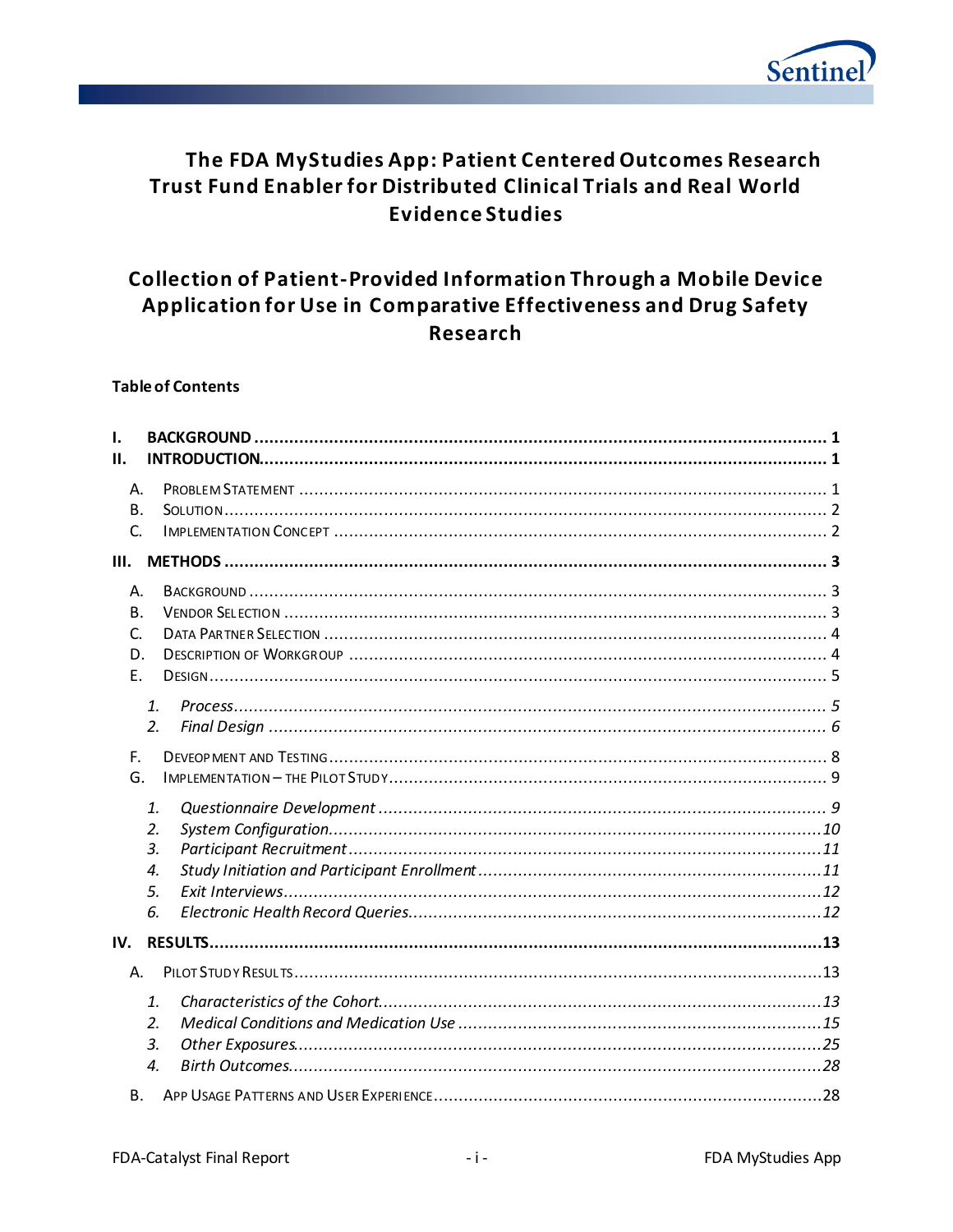# The FDA MyStudies App: Patient Centered Outcomes Research Trust Fund Enabler for Distributed Clinical Trials and Real World Evidence Studies

# Collection of Patient-Provided Information Through a Mobile Device Application for Use in Comparative Effectiveness and Drug Safety Research

**Table of Contents**

- **I. BACKGROUND** ..... 1
- **II. INTRODUCTION** ..... 1
  - A. Problem Statement ..... 1
  - B. Solution ..... 2
  - C. Implementation Concept ..... 2
- **III. METHODS** ..... 3
  - A. Background ..... 3
  - B. Vendor Selection ..... 3
  - C. Data Partner Selection ..... 4
  - D. Description of Workgroup ..... 4
  - E. Design ..... 5
    - *1. Process* ..... 5
    - *2. Final Design* ..... 6
  - F. Deveopment and Testing ..... 8
  - G. Implementation – the Pilot Study ..... 9
    - *1. Questionnaire Development* ..... 9
    - *2. System Configuration* ..... 10
    - *3. Participant Recruitment* ..... 11
    - *4. Study Initiation and Participant Enrollment* ..... 11
    - *5. Exit Interviews* ..... 12
    - *6. Electronic Health Record Queries* ..... 12
- **IV. RESULTS** ..... 13
  - A. Pilot Study Results ..... 13
    - *1. Characteristics of the Cohort* ..... 13
    - *2. Medical Conditions and Medication Use* ..... 15
    - *3. Other Exposures* ..... 25
    - *4. Birth Outcomes* ..... 28
  - B. App Usage Patterns and User Experience ..... 28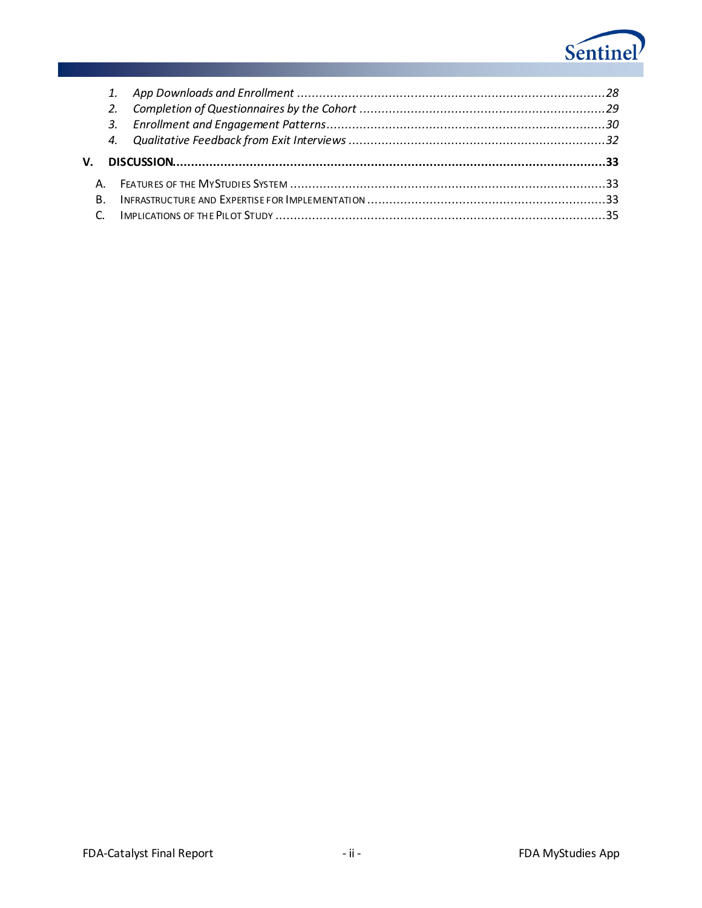1. *App Downloads and Enrollment* ....................................................................................28
2. *Completion of Questionnaires by the Cohort* ...................................................................29
3. *Enrollment and Engagement Patterns*............................................................................30
4. *Qualitative Feedback from Exit Interviews* ......................................................................32

**V. DISCUSSION....................................................................................................................33**

A. Features of the MyStudies System ......................................................................................33
B. Infrastructure and Expertise for Implementation .................................................................33
C. Implications of the Pilot Study ..........................................................................................35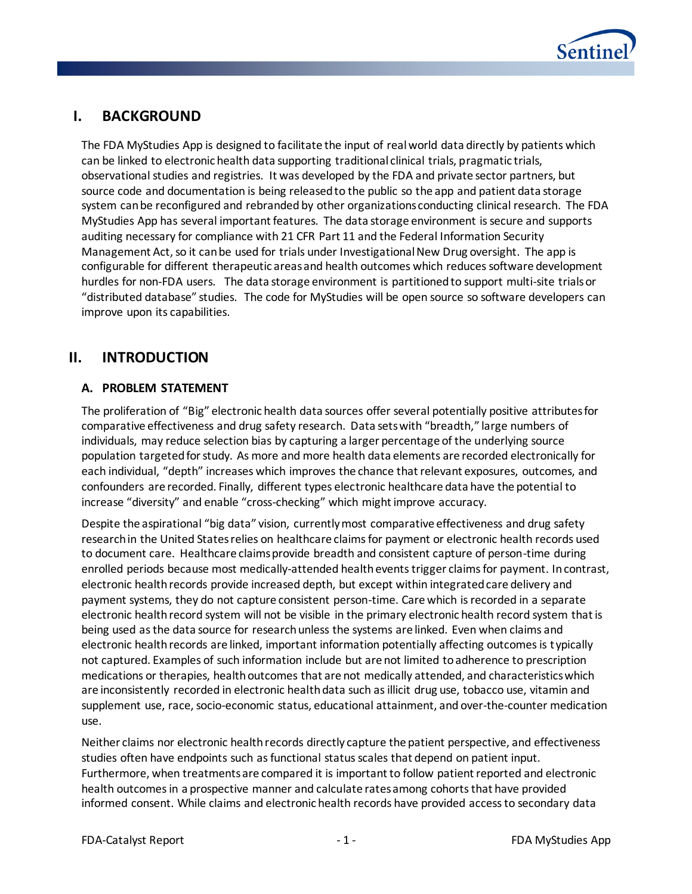## I. BACKGROUND

The FDA MyStudies App is designed to facilitate the input of real world data directly by patients which can be linked to electronic health data supporting traditional clinical trials, pragmatic trials, observational studies and registries. It was developed by the FDA and private sector partners, but source code and documentation is being released to the public so the app and patient data storage system can be reconfigured and rebranded by other organizations conducting clinical research. The FDA MyStudies App has several important features. The data storage environment is secure and supports auditing necessary for compliance with 21 CFR Part 11 and the Federal Information Security Management Act, so it can be used for trials under Investigational New Drug oversight. The app is configurable for different therapeutic areas and health outcomes which reduces software development hurdles for non-FDA users. The data storage environment is partitioned to support multi-site trials or "distributed database" studies. The code for MyStudies will be open source so software developers can improve upon its capabilities.

## II. INTRODUCTION

### A. PROBLEM STATEMENT

The proliferation of "Big" electronic health data sources offer several potentially positive attributes for comparative effectiveness and drug safety research. Data sets with "breadth," large numbers of individuals, may reduce selection bias by capturing a larger percentage of the underlying source population targeted for study. As more and more health data elements are recorded electronically for each individual, "depth" increases which improves the chance that relevant exposures, outcomes, and confounders are recorded. Finally, different types electronic healthcare data have the potential to increase "diversity" and enable "cross-checking" which might improve accuracy.

Despite the aspirational "big data" vision, currently most comparative effectiveness and drug safety research in the United States relies on healthcare claims for payment or electronic health records used to document care. Healthcare claims provide breadth and consistent capture of person-time during enrolled periods because most medically-attended health events trigger claims for payment. In contrast, electronic health records provide increased depth, but except within integrated care delivery and payment systems, they do not capture consistent person-time. Care which is recorded in a separate electronic health record system will not be visible in the primary electronic health record system that is being used as the data source for research unless the systems are linked. Even when claims and electronic health records are linked, important information potentially affecting outcomes is typically not captured. Examples of such information include but are not limited to adherence to prescription medications or therapies, health outcomes that are not medically attended, and characteristics which are inconsistently recorded in electronic health data such as illicit drug use, tobacco use, vitamin and supplement use, race, socio-economic status, educational attainment, and over-the-counter medication use.

Neither claims nor electronic health records directly capture the patient perspective, and effectiveness studies often have endpoints such as functional status scales that depend on patient input. Furthermore, when treatments are compared it is important to follow patient reported and electronic health outcomes in a prospective manner and calculate rates among cohorts that have provided informed consent. While claims and electronic health records have provided access to secondary data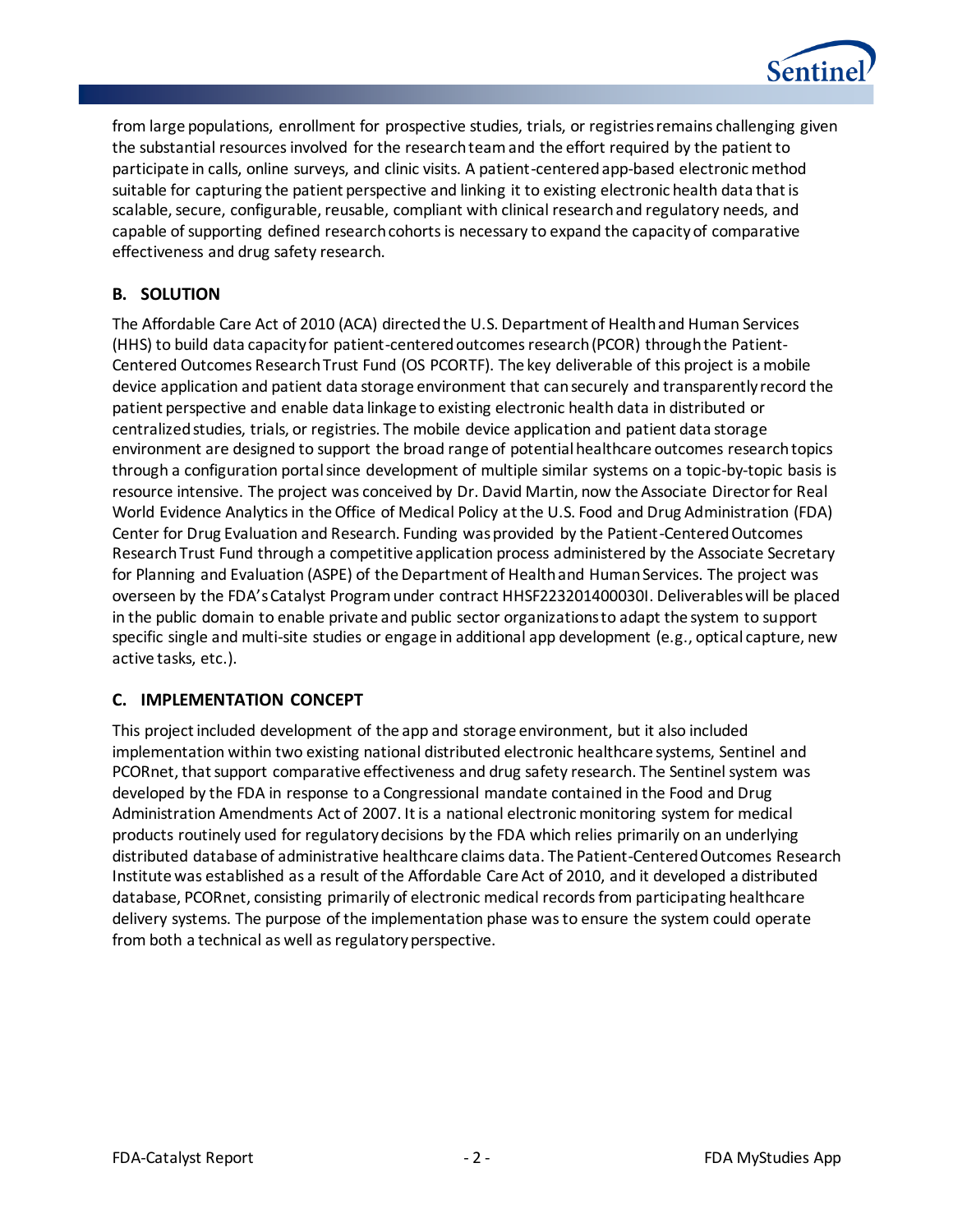from large populations, enrollment for prospective studies, trials, or registries remains challenging given the substantial resources involved for the research team and the effort required by the patient to participate in calls, online surveys, and clinic visits. A patient-centered app-based electronic method suitable for capturing the patient perspective and linking it to existing electronic health data that is scalable, secure, configurable, reusable, compliant with clinical research and regulatory needs, and capable of supporting defined research cohorts is necessary to expand the capacity of comparative effectiveness and drug safety research.

## B. SOLUTION

The Affordable Care Act of 2010 (ACA) directed the U.S. Department of Health and Human Services (HHS) to build data capacity for patient-centered outcomes research (PCOR) through the Patient-Centered Outcomes Research Trust Fund (OS PCORTF). The key deliverable of this project is a mobile device application and patient data storage environment that can securely and transparently record the patient perspective and enable data linkage to existing electronic health data in distributed or centralized studies, trials, or registries. The mobile device application and patient data storage environment are designed to support the broad range of potential healthcare outcomes research topics through a configuration portal since development of multiple similar systems on a topic-by-topic basis is resource intensive. The project was conceived by Dr. David Martin, now the Associate Director for Real World Evidence Analytics in the Office of Medical Policy at the U.S. Food and Drug Administration (FDA) Center for Drug Evaluation and Research. Funding was provided by the Patient-Centered Outcomes Research Trust Fund through a competitive application process administered by the Associate Secretary for Planning and Evaluation (ASPE) of the Department of Health and Human Services. The project was overseen by the FDA's Catalyst Program under contract HHSF223201400030I. Deliverables will be placed in the public domain to enable private and public sector organizations to adapt the system to support specific single and multi-site studies or engage in additional app development (e.g., optical capture, new active tasks, etc.).

## C. IMPLEMENTATION CONCEPT

This project included development of the app and storage environment, but it also included implementation within two existing national distributed electronic healthcare systems, Sentinel and PCORnet, that support comparative effectiveness and drug safety research. The Sentinel system was developed by the FDA in response to a Congressional mandate contained in the Food and Drug Administration Amendments Act of 2007. It is a national electronic monitoring system for medical products routinely used for regulatory decisions by the FDA which relies primarily on an underlying distributed database of administrative healthcare claims data. The Patient-Centered Outcomes Research Institute was established as a result of the Affordable Care Act of 2010, and it developed a distributed database, PCORnet, consisting primarily of electronic medical records from participating healthcare delivery systems. The purpose of the implementation phase was to ensure the system could operate from both a technical as well as regulatory perspective.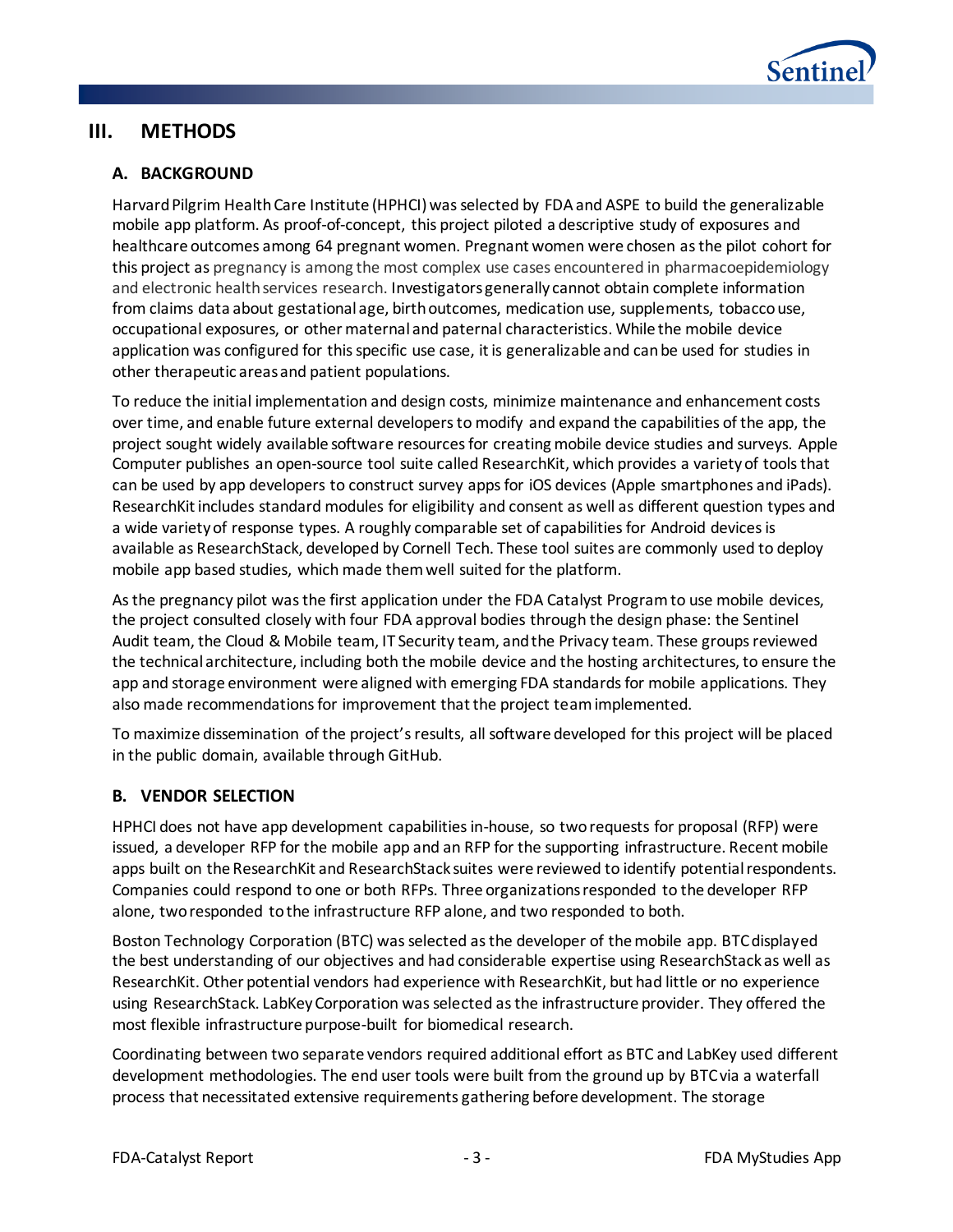# III. METHODS

## A. BACKGROUND

Harvard Pilgrim Health Care Institute (HPHCI) was selected by FDA and ASPE to build the generalizable mobile app platform. As proof-of-concept, this project piloted a descriptive study of exposures and healthcare outcomes among 64 pregnant women. Pregnant women were chosen as the pilot cohort for this project as pregnancy is among the most complex use cases encountered in pharmacoepidemiology and electronic health services research. Investigators generally cannot obtain complete information from claims data about gestational age, birth outcomes, medication use, supplements, tobacco use, occupational exposures, or other maternal and paternal characteristics. While the mobile device application was configured for this specific use case, it is generalizable and can be used for studies in other therapeutic areas and patient populations.

To reduce the initial implementation and design costs, minimize maintenance and enhancement costs over time, and enable future external developers to modify and expand the capabilities of the app, the project sought widely available software resources for creating mobile device studies and surveys. Apple Computer publishes an open-source tool suite called ResearchKit, which provides a variety of tools that can be used by app developers to construct survey apps for iOS devices (Apple smartphones and iPads). ResearchKit includes standard modules for eligibility and consent as well as different question types and a wide variety of response types. A roughly comparable set of capabilities for Android devices is available as ResearchStack, developed by Cornell Tech. These tool suites are commonly used to deploy mobile app based studies, which made them well suited for the platform.

As the pregnancy pilot was the first application under the FDA Catalyst Program to use mobile devices, the project consulted closely with four FDA approval bodies through the design phase: the Sentinel Audit team, the Cloud & Mobile team, IT Security team, and the Privacy team. These groups reviewed the technical architecture, including both the mobile device and the hosting architectures, to ensure the app and storage environment were aligned with emerging FDA standards for mobile applications. They also made recommendations for improvement that the project team implemented.

To maximize dissemination of the project's results, all software developed for this project will be placed in the public domain, available through GitHub.

## B. VENDOR SELECTION

HPHCI does not have app development capabilities in-house, so two requests for proposal (RFP) were issued, a developer RFP for the mobile app and an RFP for the supporting infrastructure. Recent mobile apps built on the ResearchKit and ResearchStack suites were reviewed to identify potential respondents. Companies could respond to one or both RFPs. Three organizations responded to the developer RFP alone, two responded to the infrastructure RFP alone, and two responded to both.

Boston Technology Corporation (BTC) was selected as the developer of the mobile app. BTC displayed the best understanding of our objectives and had considerable expertise using ResearchStack as well as ResearchKit. Other potential vendors had experience with ResearchKit, but had little or no experience using ResearchStack. LabKey Corporation was selected as the infrastructure provider. They offered the most flexible infrastructure purpose-built for biomedical research.

Coordinating between two separate vendors required additional effort as BTC and LabKey used different development methodologies. The end user tools were built from the ground up by BTC via a waterfall process that necessitated extensive requirements gathering before development. The storage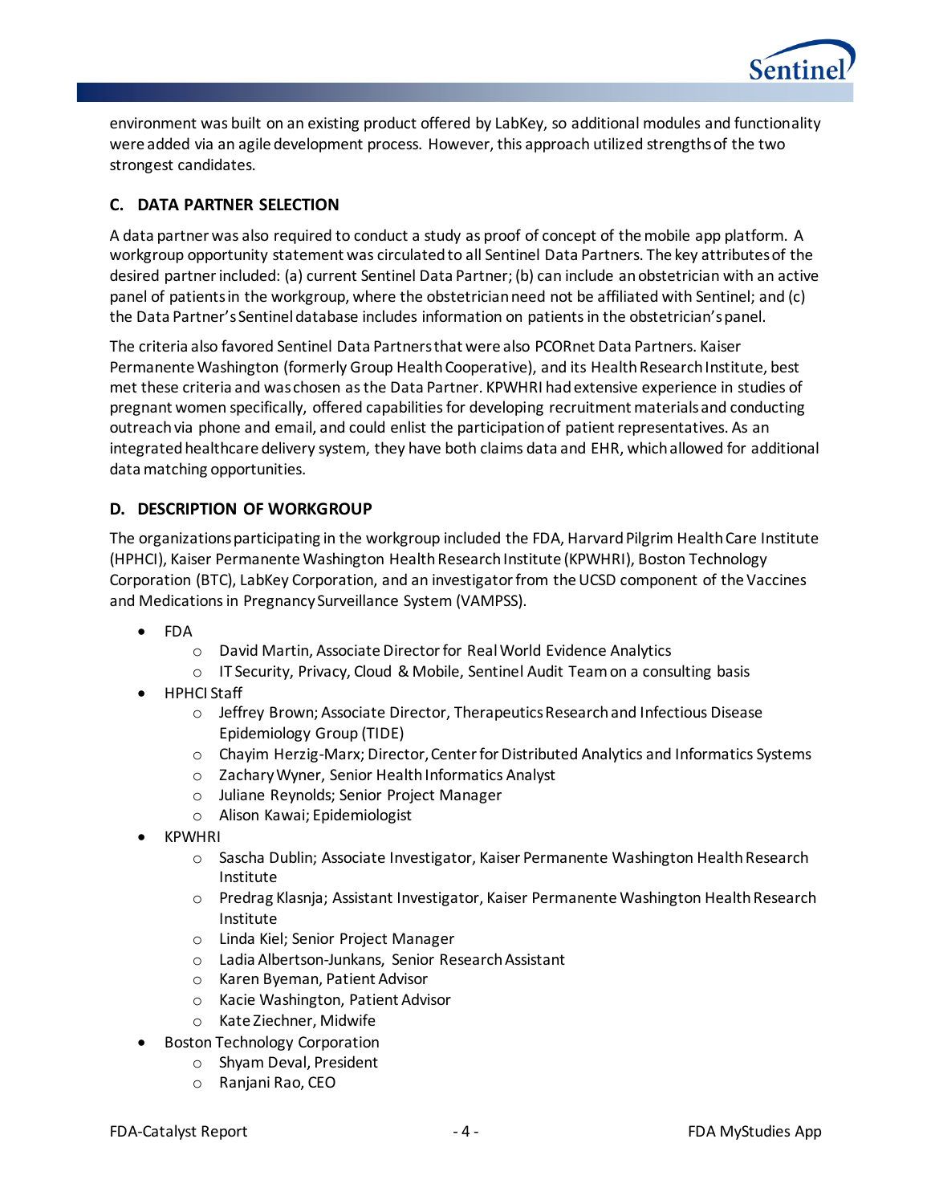environment was built on an existing product offered by LabKey, so additional modules and functionality were added via an agile development process. However, this approach utilized strengths of the two strongest candidates.

### C. DATA PARTNER SELECTION

A data partner was also required to conduct a study as proof of concept of the mobile app platform. A workgroup opportunity statement was circulated to all Sentinel Data Partners. The key attributes of the desired partner included: (a) current Sentinel Data Partner; (b) can include an obstetrician with an active panel of patients in the workgroup, where the obstetrician need not be affiliated with Sentinel; and (c) the Data Partner's Sentinel database includes information on patients in the obstetrician's panel.

The criteria also favored Sentinel Data Partners that were also PCORnet Data Partners. Kaiser Permanente Washington (formerly Group Health Cooperative), and its Health Research Institute, best met these criteria and was chosen as the Data Partner. KPWHRI had extensive experience in studies of pregnant women specifically, offered capabilities for developing recruitment materials and conducting outreach via phone and email, and could enlist the participation of patient representatives. As an integrated healthcare delivery system, they have both claims data and EHR, which allowed for additional data matching opportunities.

### D. DESCRIPTION OF WORKGROUP

The organizations participating in the workgroup included the FDA, Harvard Pilgrim Health Care Institute (HPHCI), Kaiser Permanente Washington Health Research Institute (KPWHRI), Boston Technology Corporation (BTC), LabKey Corporation, and an investigator from the UCSD component of the Vaccines and Medications in Pregnancy Surveillance System (VAMPSS).

- FDA
  - David Martin, Associate Director for Real World Evidence Analytics
  - IT Security, Privacy, Cloud & Mobile, Sentinel Audit Team on a consulting basis
- HPHCI Staff
  - Jeffrey Brown; Associate Director, Therapeutics Research and Infectious Disease Epidemiology Group (TIDE)
  - Chayim Herzig-Marx; Director, Center for Distributed Analytics and Informatics Systems
  - Zachary Wyner, Senior Health Informatics Analyst
  - Juliane Reynolds; Senior Project Manager
  - Alison Kawai; Epidemiologist
- KPWHRI
  - Sascha Dublin; Associate Investigator, Kaiser Permanente Washington Health Research Institute
  - Predrag Klasnja; Assistant Investigator, Kaiser Permanente Washington Health Research Institute
  - Linda Kiel; Senior Project Manager
  - Ladia Albertson-Junkans, Senior Research Assistant
  - Karen Byeman, Patient Advisor
  - Kacie Washington, Patient Advisor
  - Kate Ziechner, Midwife
- Boston Technology Corporation
  - Shyam Deval, President
  - Ranjani Rao, CEO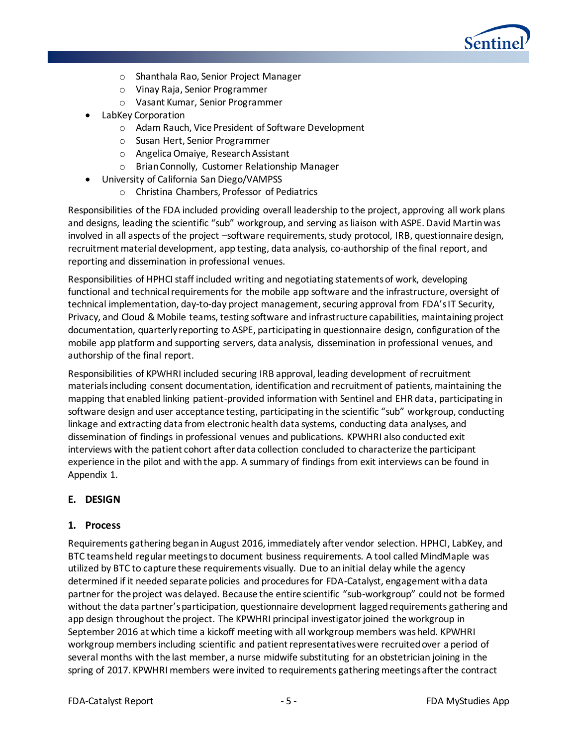- Shanthala Rao, Senior Project Manager
  - Vinay Raja, Senior Programmer
  - Vasant Kumar, Senior Programmer
- LabKey Corporation
  - Adam Rauch, Vice President of Software Development
  - Susan Hert, Senior Programmer
  - Angelica Omaiye, Research Assistant
  - Brian Connolly, Customer Relationship Manager
- University of California San Diego/VAMPSS
  - Christina Chambers, Professor of Pediatrics

Responsibilities of the FDA included providing overall leadership to the project, approving all work plans and designs, leading the scientific "sub" workgroup, and serving as liaison with ASPE. David Martin was involved in all aspects of the project –software requirements, study protocol, IRB, questionnaire design, recruitment material development, app testing, data analysis, co-authorship of the final report, and reporting and dissemination in professional venues.

Responsibilities of HPHCI staff included writing and negotiating statements of work, developing functional and technical requirements for the mobile app software and the infrastructure, oversight of technical implementation, day-to-day project management, securing approval from FDA's IT Security, Privacy, and Cloud & Mobile teams, testing software and infrastructure capabilities, maintaining project documentation, quarterly reporting to ASPE, participating in questionnaire design, configuration of the mobile app platform and supporting servers, data analysis, dissemination in professional venues, and authorship of the final report.

Responsibilities of KPWHRI included securing IRB approval, leading development of recruitment materials including consent documentation, identification and recruitment of patients, maintaining the mapping that enabled linking patient-provided information with Sentinel and EHR data, participating in software design and user acceptance testing, participating in the scientific "sub" workgroup, conducting linkage and extracting data from electronic health data systems, conducting data analyses, and dissemination of findings in professional venues and publications. KPWHRI also conducted exit interviews with the patient cohort after data collection concluded to characterize the participant experience in the pilot and with the app. A summary of findings from exit interviews can be found in Appendix 1.

## E. DESIGN

### 1. Process

Requirements gathering began in August 2016, immediately after vendor selection. HPHCI, LabKey, and BTC teams held regular meetings to document business requirements. A tool called MindMaple was utilized by BTC to capture these requirements visually. Due to an initial delay while the agency determined if it needed separate policies and procedures for FDA-Catalyst, engagement with a data partner for the project was delayed. Because the entire scientific "sub-workgroup" could not be formed without the data partner's participation, questionnaire development lagged requirements gathering and app design throughout the project. The KPWHRI principal investigator joined the workgroup in September 2016 at which time a kickoff meeting with all workgroup members was held. KPWHRI workgroup members including scientific and patient representatives were recruited over a period of several months with the last member, a nurse midwife substituting for an obstetrician joining in the spring of 2017. KPWHRI members were invited to requirements gathering meetings after the contract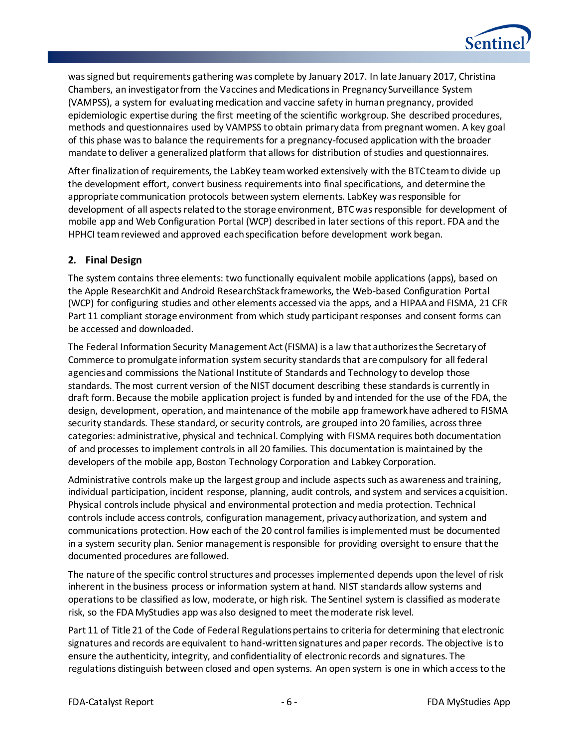was signed but requirements gathering was complete by January 2017. In late January 2017, Christina Chambers, an investigator from the Vaccines and Medications in Pregnancy Surveillance System (VAMPSS), a system for evaluating medication and vaccine safety in human pregnancy, provided epidemiologic expertise during the first meeting of the scientific workgroup. She described procedures, methods and questionnaires used by VAMPSS to obtain primary data from pregnant women. A key goal of this phase was to balance the requirements for a pregnancy-focused application with the broader mandate to deliver a generalized platform that allows for distribution of studies and questionnaires.

After finalization of requirements, the LabKey team worked extensively with the BTC team to divide up the development effort, convert business requirements into final specifications, and determine the appropriate communication protocols between system elements. LabKey was responsible for development of all aspects related to the storage environment, BTC was responsible for development of mobile app and Web Configuration Portal (WCP) described in later sections of this report. FDA and the HPHCI team reviewed and approved each specification before development work began.

## 2. Final Design

The system contains three elements: two functionally equivalent mobile applications (apps), based on the Apple ResearchKit and Android ResearchStack frameworks, the Web-based Configuration Portal (WCP) for configuring studies and other elements accessed via the apps, and a HIPAA and FISMA, 21 CFR Part 11 compliant storage environment from which study participant responses and consent forms can be accessed and downloaded.

The Federal Information Security Management Act (FISMA) is a law that authorizes the Secretary of Commerce to promulgate information system security standards that are compulsory for all federal agencies and commissions the National Institute of Standards and Technology to develop those standards. The most current version of the NIST document describing these standards is currently in draft form. Because the mobile application project is funded by and intended for the use of the FDA, the design, development, operation, and maintenance of the mobile app framework have adhered to FISMA security standards. These standard, or security controls, are grouped into 20 families, across three categories: administrative, physical and technical. Complying with FISMA requires both documentation of and processes to implement controls in all 20 families. This documentation is maintained by the developers of the mobile app, Boston Technology Corporation and Labkey Corporation.

Administrative controls make up the largest group and include aspects such as awareness and training, individual participation, incident response, planning, audit controls, and system and services acquisition. Physical controls include physical and environmental protection and media protection. Technical controls include access controls, configuration management, privacy authorization, and system and communications protection. How each of the 20 control families is implemented must be documented in a system security plan. Senior management is responsible for providing oversight to ensure that the documented procedures are followed.

The nature of the specific control structures and processes implemented depends upon the level of risk inherent in the business process or information system at hand. NIST standards allow systems and operations to be classified as low, moderate, or high risk. The Sentinel system is classified as moderate risk, so the FDA MyStudies app was also designed to meet the moderate risk level.

Part 11 of Title 21 of the Code of Federal Regulations pertains to criteria for determining that electronic signatures and records are equivalent to hand-written signatures and paper records. The objective is to ensure the authenticity, integrity, and confidentiality of electronic records and signatures. The regulations distinguish between closed and open systems. An open system is one in which access to the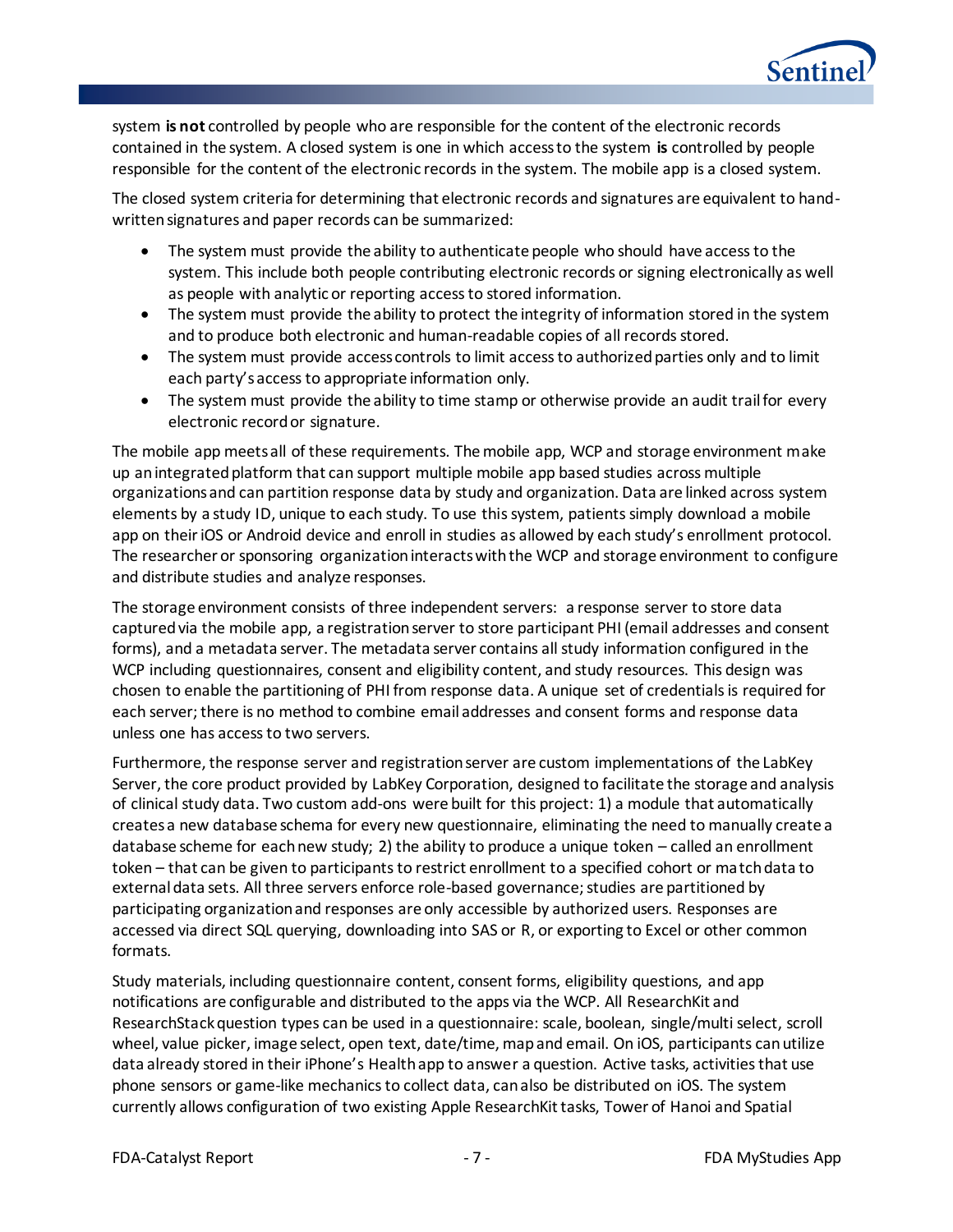system **is not** controlled by people who are responsible for the content of the electronic records contained in the system. A closed system is one in which access to the system **is** controlled by people responsible for the content of the electronic records in the system. The mobile app is a closed system.

The closed system criteria for determining that electronic records and signatures are equivalent to hand-written signatures and paper records can be summarized:

- The system must provide the ability to authenticate people who should have access to the system. This include both people contributing electronic records or signing electronically as well as people with analytic or reporting access to stored information.
- The system must provide the ability to protect the integrity of information stored in the system and to produce both electronic and human-readable copies of all records stored.
- The system must provide access controls to limit access to authorized parties only and to limit each party's access to appropriate information only.
- The system must provide the ability to time stamp or otherwise provide an audit trail for every electronic record or signature.

The mobile app meets all of these requirements. The mobile app, WCP and storage environment make up an integrated platform that can support multiple mobile app based studies across multiple organizations and can partition response data by study and organization. Data are linked across system elements by a study ID, unique to each study. To use this system, patients simply download a mobile app on their iOS or Android device and enroll in studies as allowed by each study's enrollment protocol. The researcher or sponsoring organization interacts with the WCP and storage environment to configure and distribute studies and analyze responses.

The storage environment consists of three independent servers: a response server to store data captured via the mobile app, a registration server to store participant PHI (email addresses and consent forms), and a metadata server. The metadata server contains all study information configured in the WCP including questionnaires, consent and eligibility content, and study resources. This design was chosen to enable the partitioning of PHI from response data. A unique set of credentials is required for each server; there is no method to combine email addresses and consent forms and response data unless one has access to two servers.

Furthermore, the response server and registration server are custom implementations of the LabKey Server, the core product provided by LabKey Corporation, designed to facilitate the storage and analysis of clinical study data. Two custom add-ons were built for this project: 1) a module that automatically creates a new database schema for every new questionnaire, eliminating the need to manually create a database scheme for each new study; 2) the ability to produce a unique token – called an enrollment token – that can be given to participants to restrict enrollment to a specified cohort or match data to external data sets. All three servers enforce role-based governance; studies are partitioned by participating organization and responses are only accessible by authorized users. Responses are accessed via direct SQL querying, downloading into SAS or R, or exporting to Excel or other common formats.

Study materials, including questionnaire content, consent forms, eligibility questions, and app notifications are configurable and distributed to the apps via the WCP. All ResearchKit and ResearchStack question types can be used in a questionnaire: scale, boolean, single/multi select, scroll wheel, value picker, image select, open text, date/time, map and email. On iOS, participants can utilize data already stored in their iPhone's Health app to answer a question. Active tasks, activities that use phone sensors or game-like mechanics to collect data, can also be distributed on iOS. The system currently allows configuration of two existing Apple ResearchKit tasks, Tower of Hanoi and Spatial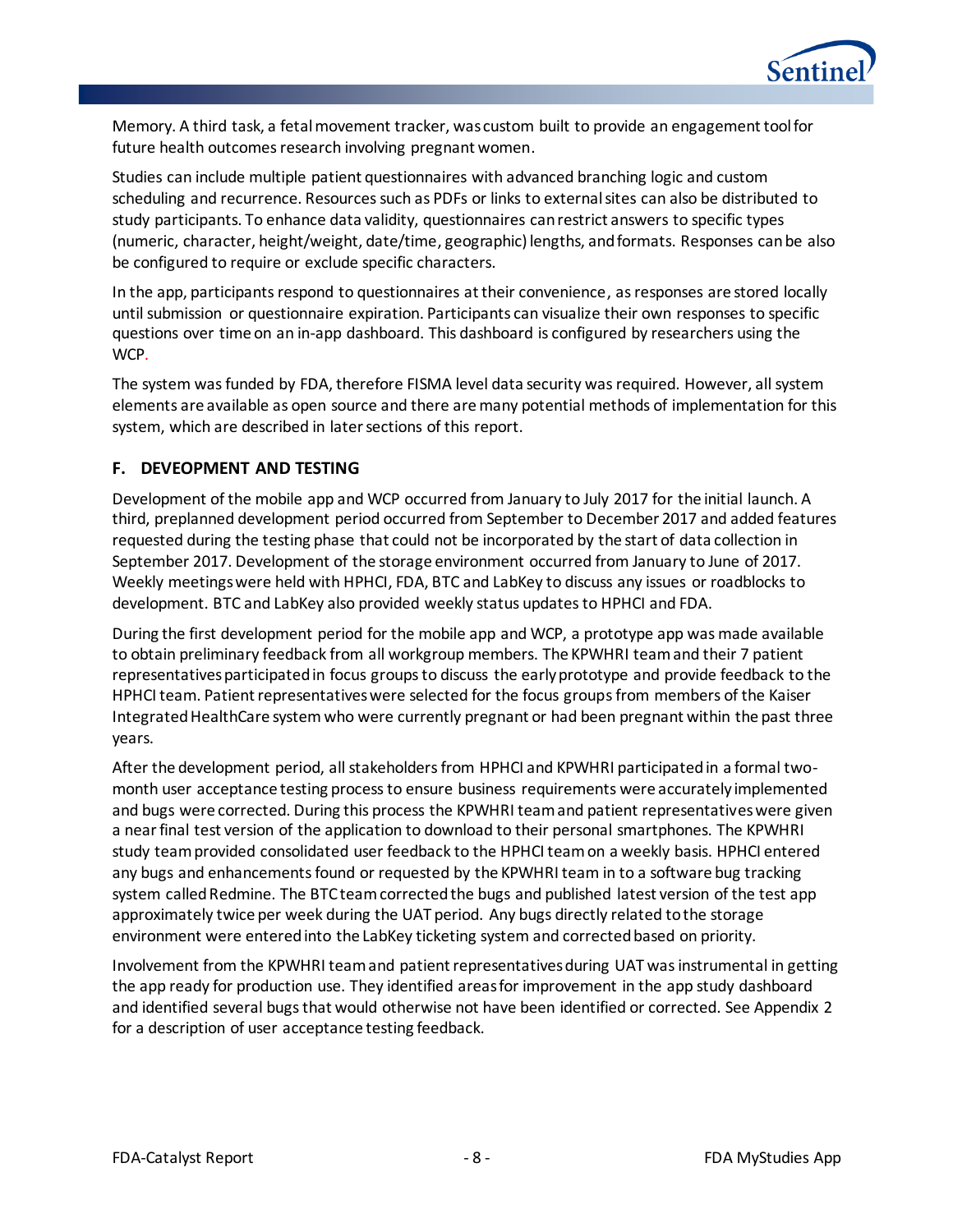Memory. A third task, a fetal movement tracker, was custom built to provide an engagement tool for future health outcomes research involving pregnant women.

Studies can include multiple patient questionnaires with advanced branching logic and custom scheduling and recurrence. Resources such as PDFs or links to external sites can also be distributed to study participants. To enhance data validity, questionnaires can restrict answers to specific types (numeric, character, height/weight, date/time, geographic) lengths, and formats. Responses can be also be configured to require or exclude specific characters.

In the app, participants respond to questionnaires at their convenience, as responses are stored locally until submission or questionnaire expiration. Participants can visualize their own responses to specific questions over time on an in-app dashboard. This dashboard is configured by researchers using the WCP.

The system was funded by FDA, therefore FISMA level data security was required. However, all system elements are available as open source and there are many potential methods of implementation for this system, which are described in later sections of this report.

## F. DEVEOPMENT AND TESTING

Development of the mobile app and WCP occurred from January to July 2017 for the initial launch. A third, preplanned development period occurred from September to December 2017 and added features requested during the testing phase that could not be incorporated by the start of data collection in September 2017. Development of the storage environment occurred from January to June of 2017. Weekly meetings were held with HPHCI, FDA, BTC and LabKey to discuss any issues or roadblocks to development. BTC and LabKey also provided weekly status updates to HPHCI and FDA.

During the first development period for the mobile app and WCP, a prototype app was made available to obtain preliminary feedback from all workgroup members. The KPWHRI team and their 7 patient representatives participated in focus groups to discuss the early prototype and provide feedback to the HPHCI team. Patient representatives were selected for the focus groups from members of the Kaiser Integrated HealthCare system who were currently pregnant or had been pregnant within the past three years.

After the development period, all stakeholders from HPHCI and KPWHRI participated in a formal two-month user acceptance testing process to ensure business requirements were accurately implemented and bugs were corrected. During this process the KPWHRI team and patient representatives were given a near final test version of the application to download to their personal smartphones. The KPWHRI study team provided consolidated user feedback to the HPHCI team on a weekly basis. HPHCI entered any bugs and enhancements found or requested by the KPWHRI team in to a software bug tracking system called Redmine. The BTC team corrected the bugs and published latest version of the test app approximately twice per week during the UAT period. Any bugs directly related to the storage environment were entered into the LabKey ticketing system and corrected based on priority.

Involvement from the KPWHRI team and patient representatives during UAT was instrumental in getting the app ready for production use. They identified areas for improvement in the app study dashboard and identified several bugs that would otherwise not have been identified or corrected. See Appendix 2 for a description of user acceptance testing feedback.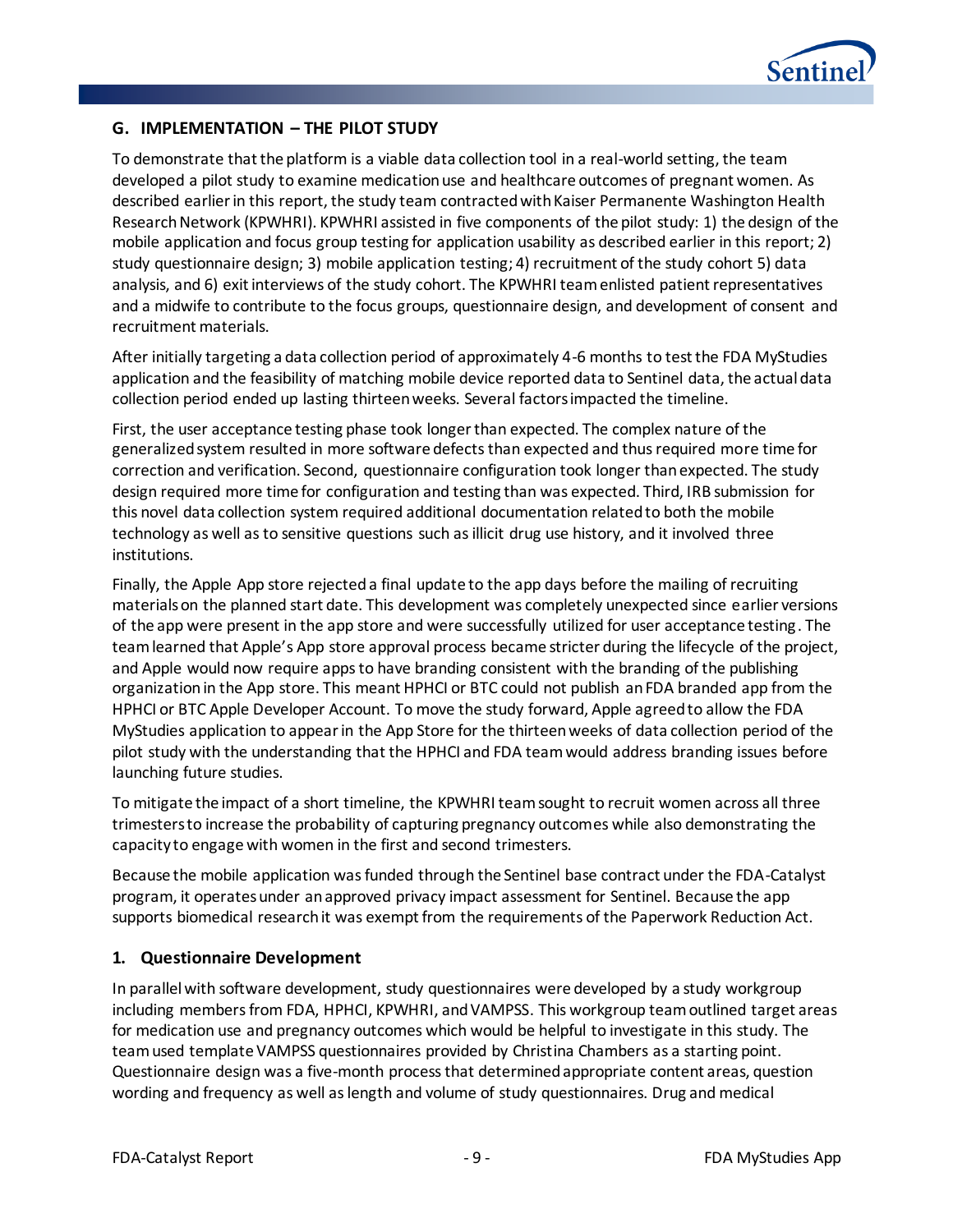## G. IMPLEMENTATION – THE PILOT STUDY

To demonstrate that the platform is a viable data collection tool in a real-world setting, the team developed a pilot study to examine medication use and healthcare outcomes of pregnant women. As described earlier in this report, the study team contracted with Kaiser Permanente Washington Health Research Network (KPWHRI). KPWHRI assisted in five components of the pilot study: 1) the design of the mobile application and focus group testing for application usability as described earlier in this report; 2) study questionnaire design; 3) mobile application testing; 4) recruitment of the study cohort 5) data analysis, and 6) exit interviews of the study cohort. The KPWHRI team enlisted patient representatives and a midwife to contribute to the focus groups, questionnaire design, and development of consent and recruitment materials.

After initially targeting a data collection period of approximately 4-6 months to test the FDA MyStudies application and the feasibility of matching mobile device reported data to Sentinel data, the actual data collection period ended up lasting thirteen weeks. Several factors impacted the timeline.

First, the user acceptance testing phase took longer than expected. The complex nature of the generalized system resulted in more software defects than expected and thus required more time for correction and verification. Second, questionnaire configuration took longer than expected. The study design required more time for configuration and testing than was expected. Third, IRB submission for this novel data collection system required additional documentation related to both the mobile technology as well as to sensitive questions such as illicit drug use history, and it involved three institutions.

Finally, the Apple App store rejected a final update to the app days before the mailing of recruiting materials on the planned start date. This development was completely unexpected since earlier versions of the app were present in the app store and were successfully utilized for user acceptance testing. The team learned that Apple's App store approval process became stricter during the lifecycle of the project, and Apple would now require apps to have branding consistent with the branding of the publishing organization in the App store. This meant HPHCI or BTC could not publish an FDA branded app from the HPHCI or BTC Apple Developer Account. To move the study forward, Apple agreed to allow the FDA MyStudies application to appear in the App Store for the thirteen weeks of data collection period of the pilot study with the understanding that the HPHCI and FDA team would address branding issues before launching future studies.

To mitigate the impact of a short timeline, the KPWHRI team sought to recruit women across all three trimesters to increase the probability of capturing pregnancy outcomes while also demonstrating the capacity to engage with women in the first and second trimesters.

Because the mobile application was funded through the Sentinel base contract under the FDA-Catalyst program, it operates under an approved privacy impact assessment for Sentinel. Because the app supports biomedical research it was exempt from the requirements of the Paperwork Reduction Act.

### 1. Questionnaire Development

In parallel with software development, study questionnaires were developed by a study workgroup including members from FDA, HPHCI, KPWHRI, and VAMPSS. This workgroup team outlined target areas for medication use and pregnancy outcomes which would be helpful to investigate in this study. The team used template VAMPSS questionnaires provided by Christina Chambers as a starting point. Questionnaire design was a five-month process that determined appropriate content areas, question wording and frequency as well as length and volume of study questionnaires. Drug and medical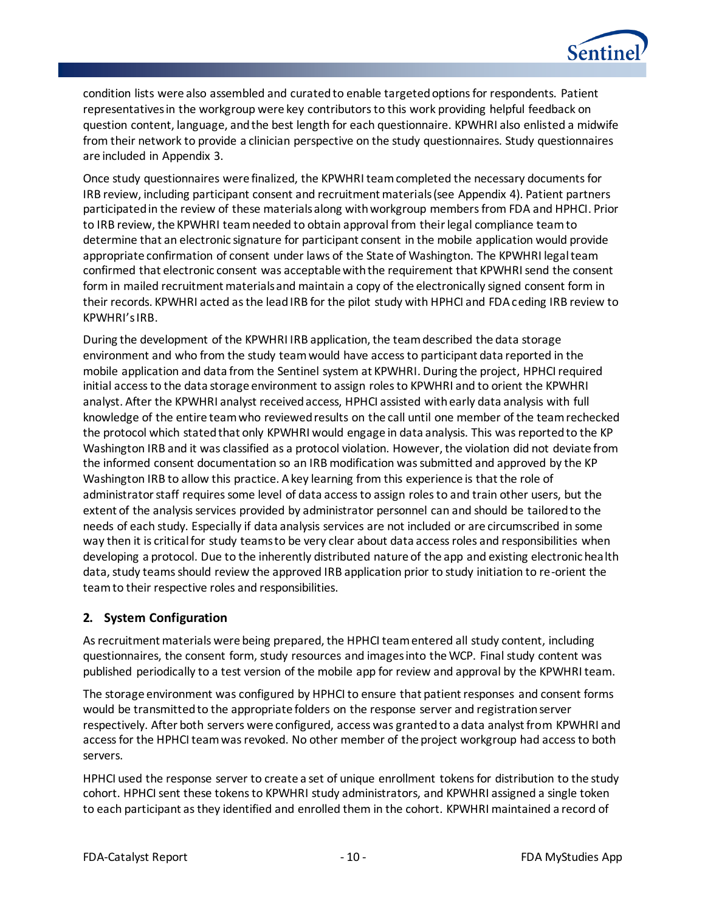condition lists were also assembled and curated to enable targeted options for respondents. Patient representatives in the workgroup were key contributors to this work providing helpful feedback on question content, language, and the best length for each questionnaire. KPWHRI also enlisted a midwife from their network to provide a clinician perspective on the study questionnaires. Study questionnaires are included in Appendix 3.

Once study questionnaires were finalized, the KPWHRI team completed the necessary documents for IRB review, including participant consent and recruitment materials (see Appendix 4). Patient partners participated in the review of these materials along with workgroup members from FDA and HPHCI. Prior to IRB review, the KPWHRI team needed to obtain approval from their legal compliance team to determine that an electronic signature for participant consent in the mobile application would provide appropriate confirmation of consent under laws of the State of Washington. The KPWHRI legal team confirmed that electronic consent was acceptable with the requirement that KPWHRI send the consent form in mailed recruitment materials and maintain a copy of the electronically signed consent form in their records. KPWHRI acted as the lead IRB for the pilot study with HPHCI and FDA ceding IRB review to KPWHRI's IRB.

During the development of the KPWHRI IRB application, the team described the data storage environment and who from the study team would have access to participant data reported in the mobile application and data from the Sentinel system at KPWHRI. During the project, HPHCI required initial access to the data storage environment to assign roles to KPWHRI and to orient the KPWHRI analyst. After the KPWHRI analyst received access, HPHCI assisted with early data analysis with full knowledge of the entire team who reviewed results on the call until one member of the team rechecked the protocol which stated that only KPWHRI would engage in data analysis. This was reported to the KP Washington IRB and it was classified as a protocol violation. However, the violation did not deviate from the informed consent documentation so an IRB modification was submitted and approved by the KP Washington IRB to allow this practice. A key learning from this experience is that the role of administrator staff requires some level of data access to assign roles to and train other users, but the extent of the analysis services provided by administrator personnel can and should be tailored to the needs of each study. Especially if data analysis services are not included or are circumscribed in some way then it is critical for study teams to be very clear about data access roles and responsibilities when developing a protocol. Due to the inherently distributed nature of the app and existing electronic health data, study teams should review the approved IRB application prior to study initiation to re-orient the team to their respective roles and responsibilities.

## 2. System Configuration

As recruitment materials were being prepared, the HPHCI team entered all study content, including questionnaires, the consent form, study resources and images into the WCP. Final study content was published periodically to a test version of the mobile app for review and approval by the KPWHRI team.

The storage environment was configured by HPHCI to ensure that patient responses and consent forms would be transmitted to the appropriate folders on the response server and registration server respectively. After both servers were configured, access was granted to a data analyst from KPWHRI and access for the HPHCI team was revoked. No other member of the project workgroup had access to both servers.

HPHCI used the response server to create a set of unique enrollment tokens for distribution to the study cohort. HPHCI sent these tokens to KPWHRI study administrators, and KPWHRI assigned a single token to each participant as they identified and enrolled them in the cohort. KPWHRI maintained a record of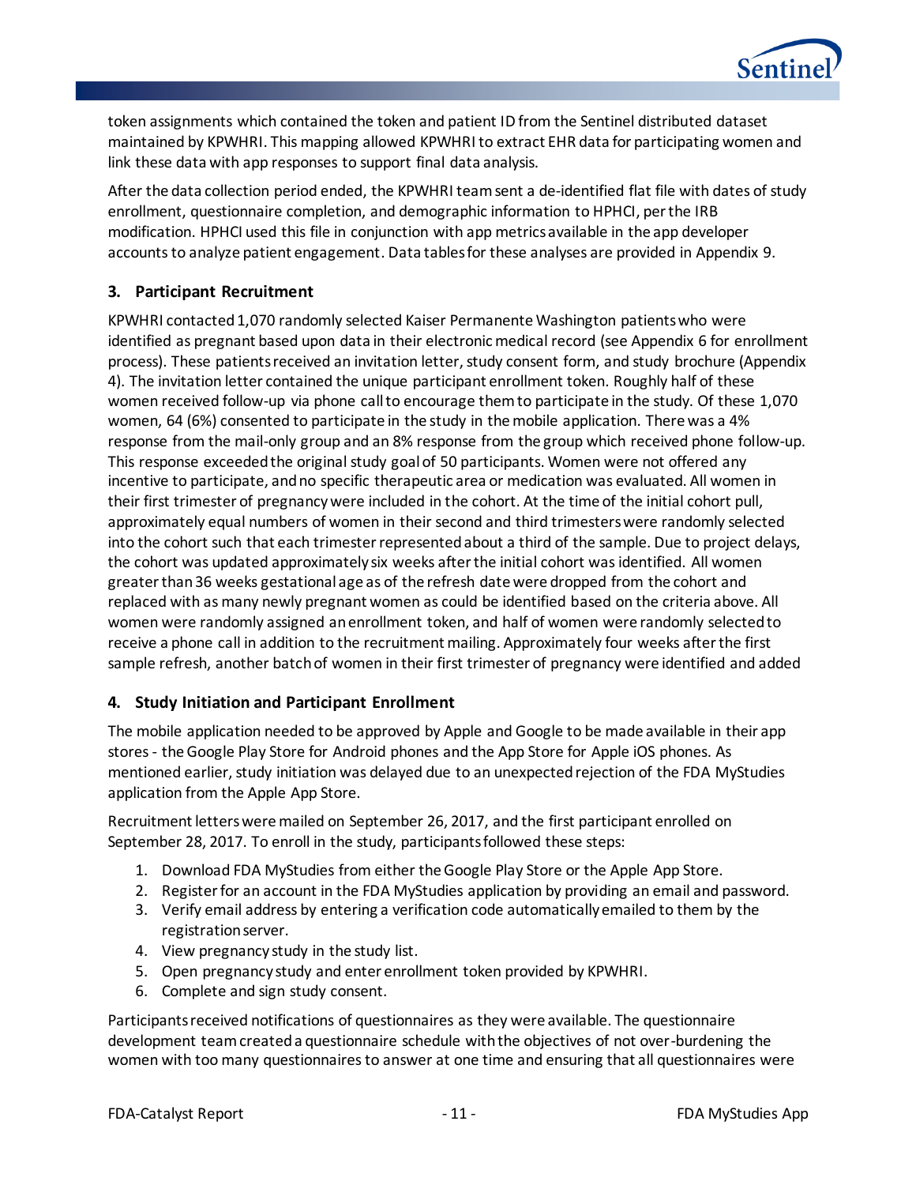token assignments which contained the token and patient ID from the Sentinel distributed dataset maintained by KPWHRI. This mapping allowed KPWHRI to extract EHR data for participating women and link these data with app responses to support final data analysis.

After the data collection period ended, the KPWHRI team sent a de-identified flat file with dates of study enrollment, questionnaire completion, and demographic information to HPHCI, per the IRB modification. HPHCI used this file in conjunction with app metrics available in the app developer accounts to analyze patient engagement. Data tables for these analyses are provided in Appendix 9.

### 3. Participant Recruitment

KPWHRI contacted 1,070 randomly selected Kaiser Permanente Washington patients who were identified as pregnant based upon data in their electronic medical record (see Appendix 6 for enrollment process). These patients received an invitation letter, study consent form, and study brochure (Appendix 4). The invitation letter contained the unique participant enrollment token. Roughly half of these women received follow-up via phone call to encourage them to participate in the study. Of these 1,070 women, 64 (6%) consented to participate in the study in the mobile application. There was a 4% response from the mail-only group and an 8% response from the group which received phone follow-up. This response exceeded the original study goal of 50 participants. Women were not offered any incentive to participate, and no specific therapeutic area or medication was evaluated. All women in their first trimester of pregnancy were included in the cohort. At the time of the initial cohort pull, approximately equal numbers of women in their second and third trimesters were randomly selected into the cohort such that each trimester represented about a third of the sample. Due to project delays, the cohort was updated approximately six weeks after the initial cohort was identified. All women greater than 36 weeks gestational age as of the refresh date were dropped from the cohort and replaced with as many newly pregnant women as could be identified based on the criteria above. All women were randomly assigned an enrollment token, and half of women were randomly selected to receive a phone call in addition to the recruitment mailing. Approximately four weeks after the first sample refresh, another batch of women in their first trimester of pregnancy were identified and added

### 4. Study Initiation and Participant Enrollment

The mobile application needed to be approved by Apple and Google to be made available in their app stores - the Google Play Store for Android phones and the App Store for Apple iOS phones. As mentioned earlier, study initiation was delayed due to an unexpected rejection of the FDA MyStudies application from the Apple App Store.

Recruitment letters were mailed on September 26, 2017, and the first participant enrolled on September 28, 2017. To enroll in the study, participants followed these steps:

1. Download FDA MyStudies from either the Google Play Store or the Apple App Store.
2. Register for an account in the FDA MyStudies application by providing an email and password.
3. Verify email address by entering a verification code automatically emailed to them by the registration server.
4. View pregnancy study in the study list.
5. Open pregnancy study and enter enrollment token provided by KPWHRI.
6. Complete and sign study consent.

Participants received notifications of questionnaires as they were available. The questionnaire development team created a questionnaire schedule with the objectives of not over-burdening the women with too many questionnaires to answer at one time and ensuring that all questionnaires were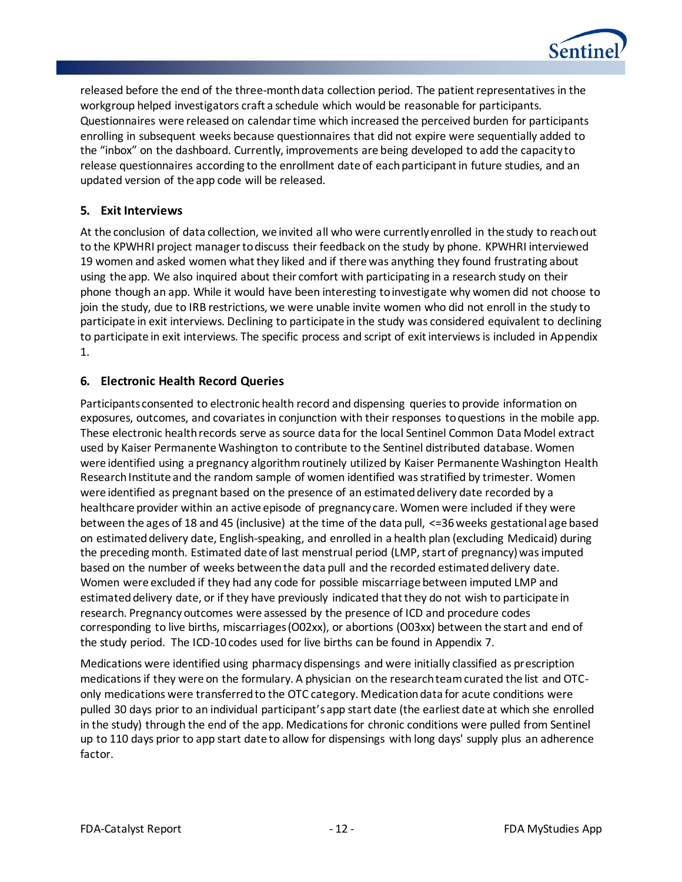released before the end of the three-month data collection period. The patient representatives in the workgroup helped investigators craft a schedule which would be reasonable for participants. Questionnaires were released on calendar time which increased the perceived burden for participants enrolling in subsequent weeks because questionnaires that did not expire were sequentially added to the "inbox" on the dashboard. Currently, improvements are being developed to add the capacity to release questionnaires according to the enrollment date of each participant in future studies, and an updated version of the app code will be released.

### 5. Exit Interviews

At the conclusion of data collection, we invited all who were currently enrolled in the study to reach out to the KPWHRI project manager to discuss their feedback on the study by phone. KPWHRI interviewed 19 women and asked women what they liked and if there was anything they found frustrating about using the app. We also inquired about their comfort with participating in a research study on their phone though an app. While it would have been interesting to investigate why women did not choose to join the study, due to IRB restrictions, we were unable invite women who did not enroll in the study to participate in exit interviews. Declining to participate in the study was considered equivalent to declining to participate in exit interviews. The specific process and script of exit interviews is included in Appendix 1.

### 6. Electronic Health Record Queries

Participants consented to electronic health record and dispensing queries to provide information on exposures, outcomes, and covariates in conjunction with their responses to questions in the mobile app. These electronic health records serve as source data for the local Sentinel Common Data Model extract used by Kaiser Permanente Washington to contribute to the Sentinel distributed database. Women were identified using a pregnancy algorithm routinely utilized by Kaiser Permanente Washington Health Research Institute and the random sample of women identified was stratified by trimester. Women were identified as pregnant based on the presence of an estimated delivery date recorded by a healthcare provider within an active episode of pregnancy care. Women were included if they were between the ages of 18 and 45 (inclusive) at the time of the data pull, <=36 weeks gestational age based on estimated delivery date, English-speaking, and enrolled in a health plan (excluding Medicaid) during the preceding month. Estimated date of last menstrual period (LMP, start of pregnancy) was imputed based on the number of weeks between the data pull and the recorded estimated delivery date. Women were excluded if they had any code for possible miscarriage between imputed LMP and estimated delivery date, or if they have previously indicated that they do not wish to participate in research. Pregnancy outcomes were assessed by the presence of ICD and procedure codes corresponding to live births, miscarriages (O02xx), or abortions (O03xx) between the start and end of the study period. The ICD-10 codes used for live births can be found in Appendix 7.

Medications were identified using pharmacy dispensings and were initially classified as prescription medications if they were on the formulary. A physician on the research team curated the list and OTC-only medications were transferred to the OTC category. Medication data for acute conditions were pulled 30 days prior to an individual participant's app start date (the earliest date at which she enrolled in the study) through the end of the app. Medications for chronic conditions were pulled from Sentinel up to 110 days prior to app start date to allow for dispensings with long days' supply plus an adherence factor.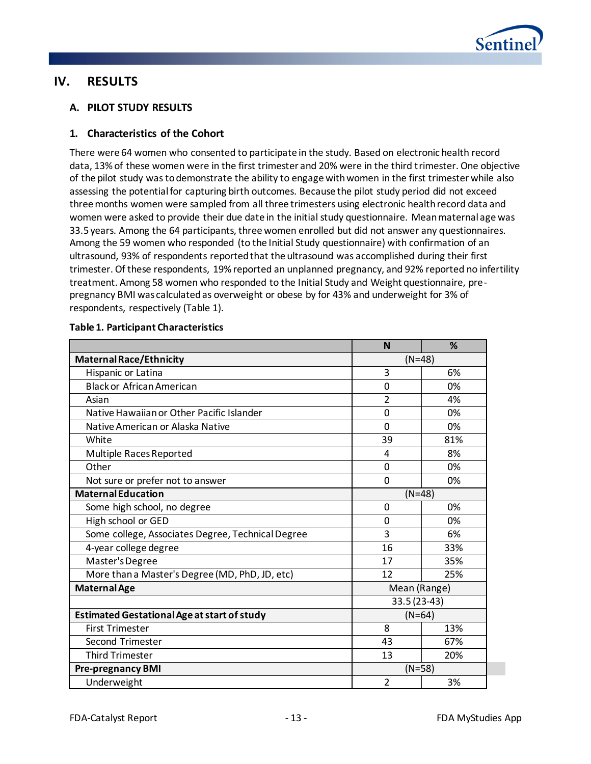## IV. RESULTS

### A. PILOT STUDY RESULTS

#### 1. Characteristics of the Cohort

There were 64 women who consented to participate in the study. Based on electronic health record data, 13% of these women were in the first trimester and 20% were in the third trimester. One objective of the pilot study was to demonstrate the ability to engage with women in the first trimester while also assessing the potential for capturing birth outcomes. Because the pilot study period did not exceed three months women were sampled from all three trimesters using electronic health record data and women were asked to provide their due date in the initial study questionnaire. Mean maternal age was 33.5 years. Among the 64 participants, three women enrolled but did not answer any questionnaires. Among the 59 women who responded (to the Initial Study questionnaire) with confirmation of an ultrasound, 93% of respondents reported that the ultrasound was accomplished during their first trimester. Of these respondents, 19% reported an unplanned pregnancy, and 92% reported no infertility treatment. Among 58 women who responded to the Initial Study and Weight questionnaire, pre-pregnancy BMI was calculated as overweight or obese by for 43% and underweight for 3% of respondents, respectively (Table 1).

**Table 1. Participant Characteristics**

| | N | % |
|---|---|---|
| **Maternal Race/Ethnicity** | (N=48) | |
| Hispanic or Latina | 3 | 6% |
| Black or African American | 0 | 0% |
| Asian | 2 | 4% |
| Native Hawaiian or Other Pacific Islander | 0 | 0% |
| Native American or Alaska Native | 0 | 0% |
| White | 39 | 81% |
| Multiple Races Reported | 4 | 8% |
| Other | 0 | 0% |
| Not sure or prefer not to answer | 0 | 0% |
| **Maternal Education** | (N=48) | |
| Some high school, no degree | 0 | 0% |
| High school or GED | 0 | 0% |
| Some college, Associates Degree, Technical Degree | 3 | 6% |
| 4-year college degree | 16 | 33% |
| Master's Degree | 17 | 35% |
| More than a Master's Degree (MD, PhD, JD, etc) | 12 | 25% |
| **Maternal Age** | Mean (Range) | |
| | 33.5 (23-43) | |
| **Estimated Gestational Age at start of study** | (N=64) | |
| First Trimester | 8 | 13% |
| Second Trimester | 43 | 67% |
| Third Trimester | 13 | 20% |
| **Pre-pregnancy BMI** | (N=58) | |
| Underweight | 2 | 3% |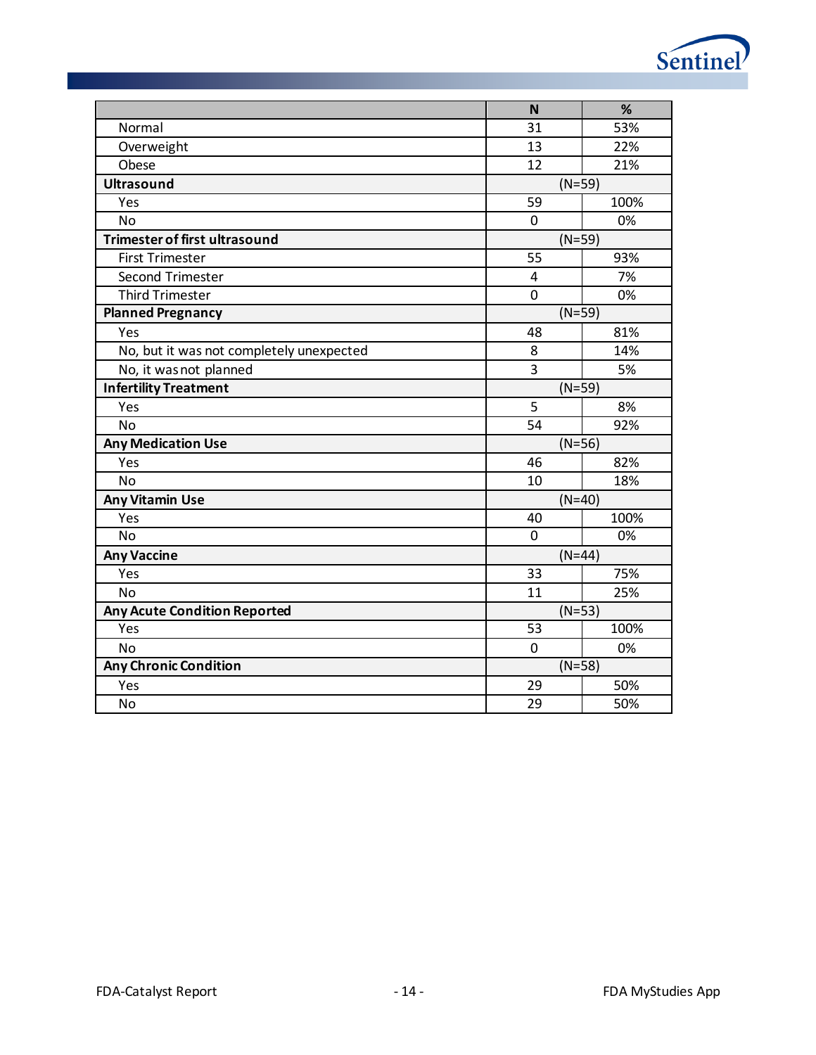| | N | % |
|---|---|---|
| Normal | 31 | 53% |
| Overweight | 13 | 22% |
| Obese | 12 | 21% |
| **Ultrasound** | (N=59) | |
| Yes | 59 | 100% |
| No | 0 | 0% |
| **Trimester of first ultrasound** | (N=59) | |
| First Trimester | 55 | 93% |
| Second Trimester | 4 | 7% |
| Third Trimester | 0 | 0% |
| **Planned Pregnancy** | (N=59) | |
| Yes | 48 | 81% |
| No, but it was not completely unexpected | 8 | 14% |
| No, it was not planned | 3 | 5% |
| **Infertility Treatment** | (N=59) | |
| Yes | 5 | 8% |
| No | 54 | 92% |
| **Any Medication Use** | (N=56) | |
| Yes | 46 | 82% |
| No | 10 | 18% |
| **Any Vitamin Use** | (N=40) | |
| Yes | 40 | 100% |
| No | 0 | 0% |
| **Any Vaccine** | (N=44) | |
| Yes | 33 | 75% |
| No | 11 | 25% |
| **Any Acute Condition Reported** | (N=53) | |
| Yes | 53 | 100% |
| No | 0 | 0% |
| **Any Chronic Condition** | (N=58) | |
| Yes | 29 | 50% |
| No | 29 | 50% |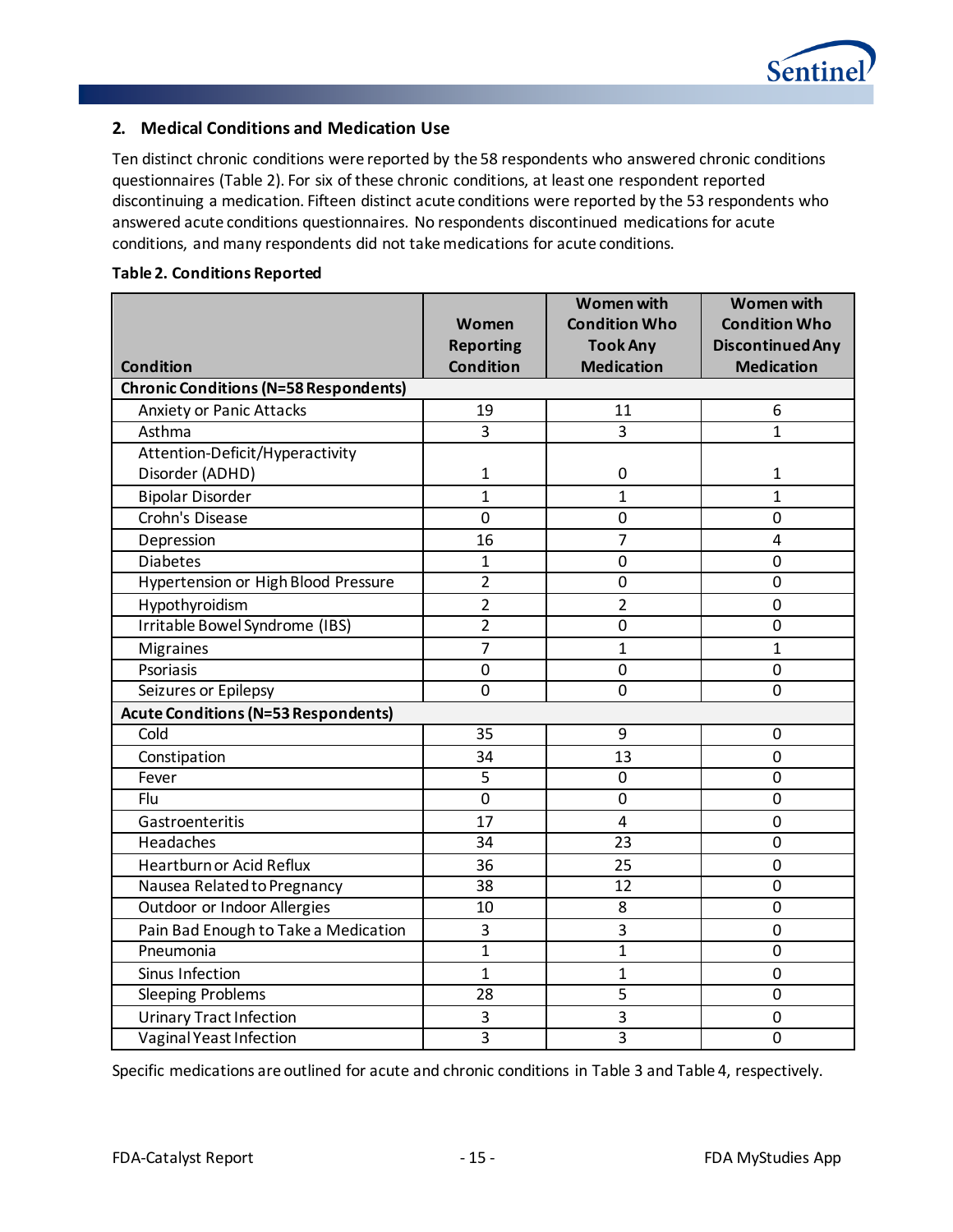## 2. Medical Conditions and Medication Use

Ten distinct chronic conditions were reported by the 58 respondents who answered chronic conditions questionnaires (Table 2). For six of these chronic conditions, at least one respondent reported discontinuing a medication. Fifteen distinct acute conditions were reported by the 53 respondents who answered acute conditions questionnaires. No respondents discontinued medications for acute conditions, and many respondents did not take medications for acute conditions.

**Table 2. Conditions Reported**

| Condition | Women Reporting Condition | Women with Condition Who Took Any Medication | Women with Condition Who Discontinued Any Medication |
|---|---|---|---|
| **Chronic Conditions (N=58 Respondents)** | | | |
| Anxiety or Panic Attacks | 19 | 11 | 6 |
| Asthma | 3 | 3 | 1 |
| Attention-Deficit/Hyperactivity Disorder (ADHD) | 1 | 0 | 1 |
| Bipolar Disorder | 1 | 1 | 1 |
| Crohn's Disease | 0 | 0 | 0 |
| Depression | 16 | 7 | 4 |
| Diabetes | 1 | 0 | 0 |
| Hypertension or High Blood Pressure | 2 | 0 | 0 |
| Hypothyroidism | 2 | 2 | 0 |
| Irritable Bowel Syndrome (IBS) | 2 | 0 | 0 |
| Migraines | 7 | 1 | 1 |
| Psoriasis | 0 | 0 | 0 |
| Seizures or Epilepsy | 0 | 0 | 0 |
| **Acute Conditions (N=53 Respondents)** | | | |
| Cold | 35 | 9 | 0 |
| Constipation | 34 | 13 | 0 |
| Fever | 5 | 0 | 0 |
| Flu | 0 | 0 | 0 |
| Gastroenteritis | 17 | 4 | 0 |
| Headaches | 34 | 23 | 0 |
| Heartburn or Acid Reflux | 36 | 25 | 0 |
| Nausea Related to Pregnancy | 38 | 12 | 0 |
| Outdoor or Indoor Allergies | 10 | 8 | 0 |
| Pain Bad Enough to Take a Medication | 3 | 3 | 0 |
| Pneumonia | 1 | 1 | 0 |
| Sinus Infection | 1 | 1 | 0 |
| Sleeping Problems | 28 | 5 | 0 |
| Urinary Tract Infection | 3 | 3 | 0 |
| Vaginal Yeast Infection | 3 | 3 | 0 |

Specific medications are outlined for acute and chronic conditions in Table 3 and Table 4, respectively.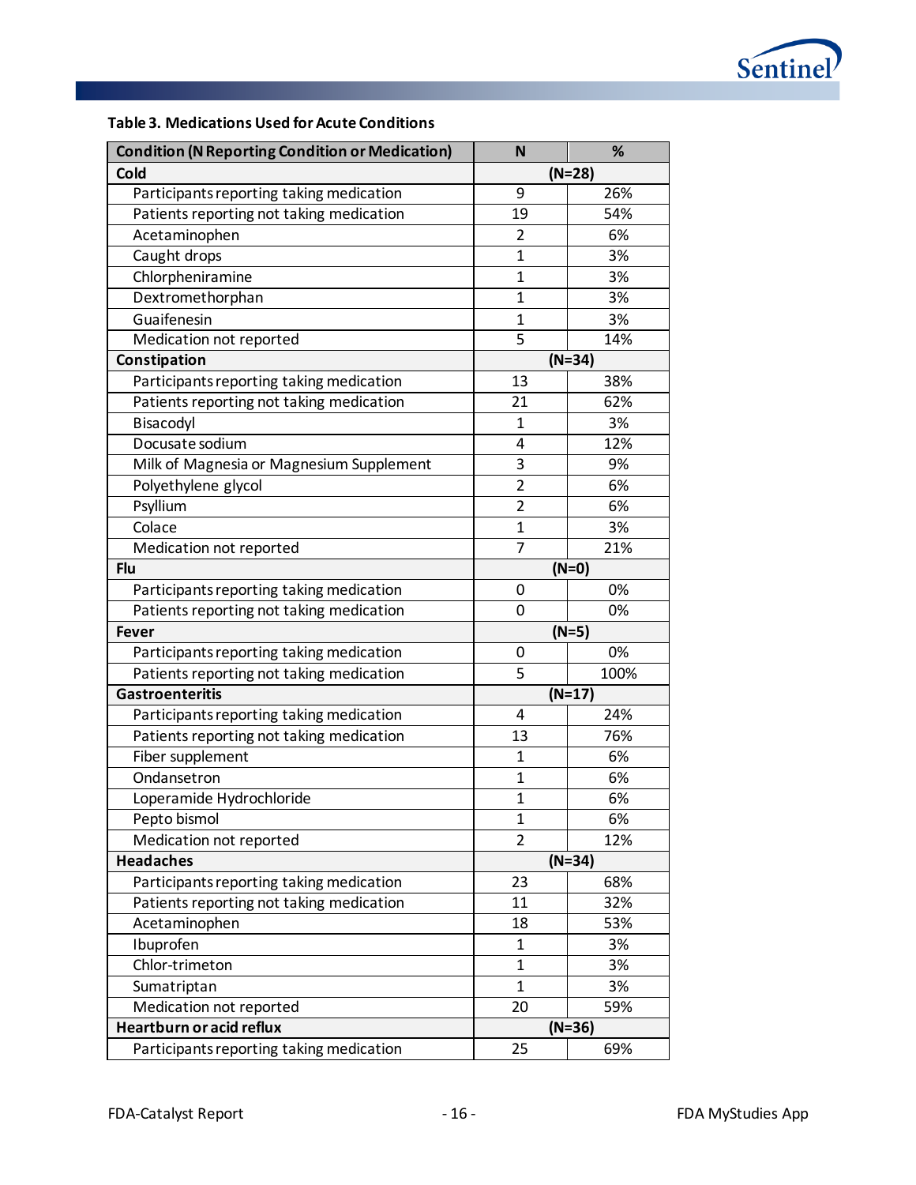**Table 3. Medications Used for Acute Conditions**

| Condition (N Reporting Condition or Medication) | N | % |
|---|---|---|
| **Cold** | (N=28) | |
| Participants reporting taking medication | 9 | 26% |
| Patients reporting not taking medication | 19 | 54% |
| Acetaminophen | 2 | 6% |
| Caught drops | 1 | 3% |
| Chlorpheniramine | 1 | 3% |
| Dextromethorphan | 1 | 3% |
| Guaifenesin | 1 | 3% |
| Medication not reported | 5 | 14% |
| **Constipation** | (N=34) | |
| Participants reporting taking medication | 13 | 38% |
| Patients reporting not taking medication | 21 | 62% |
| Bisacodyl | 1 | 3% |
| Docusate sodium | 4 | 12% |
| Milk of Magnesia or Magnesium Supplement | 3 | 9% |
| Polyethylene glycol | 2 | 6% |
| Psyllium | 2 | 6% |
| Colace | 1 | 3% |
| Medication not reported | 7 | 21% |
| **Flu** | (N=0) | |
| Participants reporting taking medication | 0 | 0% |
| Patients reporting not taking medication | 0 | 0% |
| **Fever** | (N=5) | |
| Participants reporting taking medication | 0 | 0% |
| Patients reporting not taking medication | 5 | 100% |
| **Gastroenteritis** | (N=17) | |
| Participants reporting taking medication | 4 | 24% |
| Patients reporting not taking medication | 13 | 76% |
| Fiber supplement | 1 | 6% |
| Ondansetron | 1 | 6% |
| Loperamide Hydrochloride | 1 | 6% |
| Pepto bismol | 1 | 6% |
| Medication not reported | 2 | 12% |
| **Headaches** | (N=34) | |
| Participants reporting taking medication | 23 | 68% |
| Patients reporting not taking medication | 11 | 32% |
| Acetaminophen | 18 | 53% |
| Ibuprofen | 1 | 3% |
| Chlor-trimeton | 1 | 3% |
| Sumatriptan | 1 | 3% |
| Medication not reported | 20 | 59% |
| **Heartburn or acid reflux** | (N=36) | |
| Participants reporting taking medication | 25 | 69% |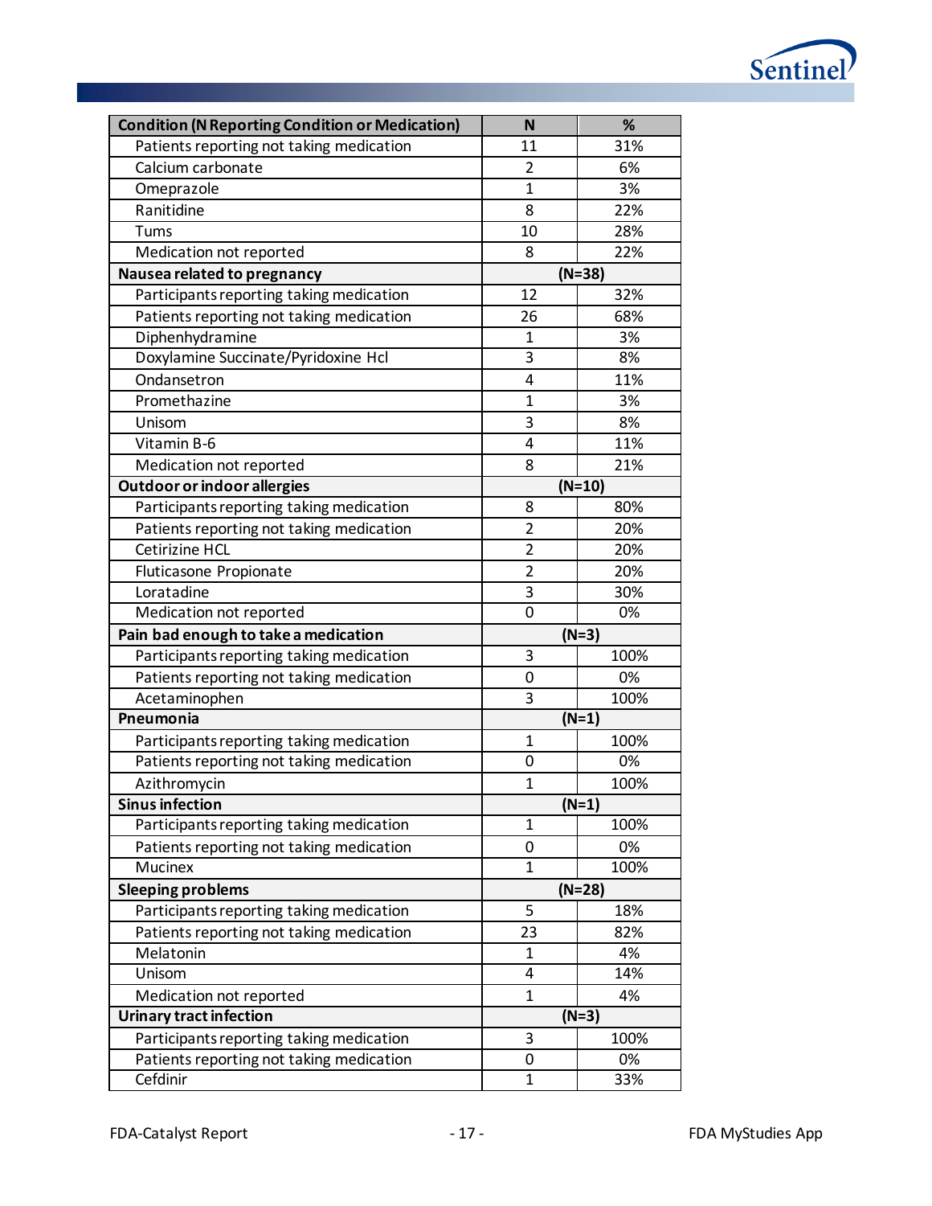| Condition (N Reporting Condition or Medication) | N | % |
|---|---|---|
| Patients reporting not taking medication | 11 | 31% |
| Calcium carbonate | 2 | 6% |
| Omeprazole | 1 | 3% |
| Ranitidine | 8 | 22% |
| Tums | 10 | 28% |
| Medication not reported | 8 | 22% |
| **Nausea related to pregnancy** | (N=38) | |
| Participants reporting taking medication | 12 | 32% |
| Patients reporting not taking medication | 26 | 68% |
| Diphenhydramine | 1 | 3% |
| Doxylamine Succinate/Pyridoxine Hcl | 3 | 8% |
| Ondansetron | 4 | 11% |
| Promethazine | 1 | 3% |
| Unisom | 3 | 8% |
| Vitamin B-6 | 4 | 11% |
| Medication not reported | 8 | 21% |
| **Outdoor or indoor allergies** | (N=10) | |
| Participants reporting taking medication | 8 | 80% |
| Patients reporting not taking medication | 2 | 20% |
| Cetirizine HCL | 2 | 20% |
| Fluticasone Propionate | 2 | 20% |
| Loratadine | 3 | 30% |
| Medication not reported | 0 | 0% |
| **Pain bad enough to take a medication** | (N=3) | |
| Participants reporting taking medication | 3 | 100% |
| Patients reporting not taking medication | 0 | 0% |
| Acetaminophen | 3 | 100% |
| **Pneumonia** | (N=1) | |
| Participants reporting taking medication | 1 | 100% |
| Patients reporting not taking medication | 0 | 0% |
| Azithromycin | 1 | 100% |
| **Sinus infection** | (N=1) | |
| Participants reporting taking medication | 1 | 100% |
| Patients reporting not taking medication | 0 | 0% |
| Mucinex | 1 | 100% |
| **Sleeping problems** | (N=28) | |
| Participants reporting taking medication | 5 | 18% |
| Patients reporting not taking medication | 23 | 82% |
| Melatonin | 1 | 4% |
| Unisom | 4 | 14% |
| Medication not reported | 1 | 4% |
| **Urinary tract infection** | (N=3) | |
| Participants reporting taking medication | 3 | 100% |
| Patients reporting not taking medication | 0 | 0% |
| Cefdinir | 1 | 33% |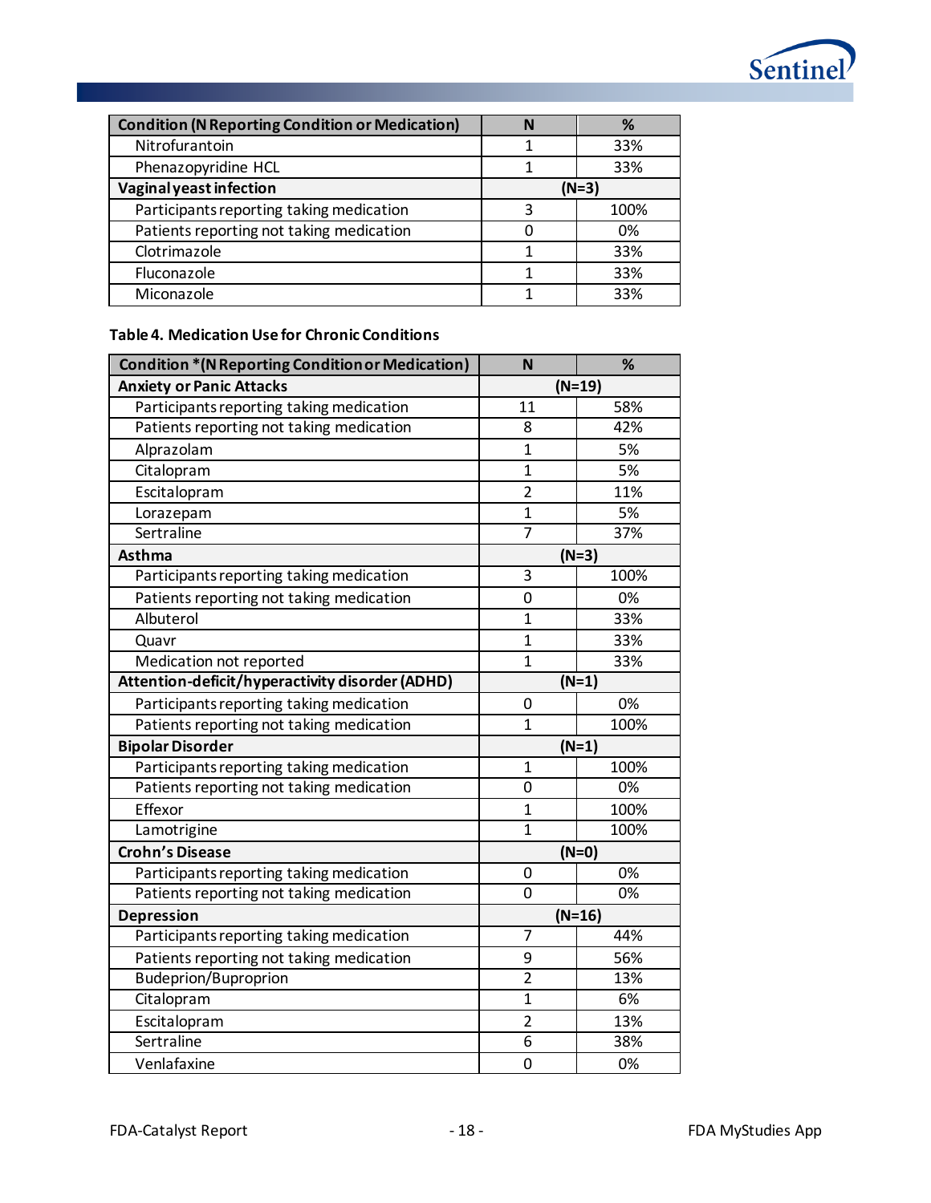| Condition (N Reporting Condition or Medication) | N | % |
|---|---|---|
| Nitrofurantoin | 1 | 33% |
| Phenazopyridine HCL | 1 | 33% |
| **Vaginal yeast infection** | (N=3) | |
| Participants reporting taking medication | 3 | 100% |
| Patients reporting not taking medication | 0 | 0% |
| Clotrimazole | 1 | 33% |
| Fluconazole | 1 | 33% |
| Miconazole | 1 | 33% |

**Table 4. Medication Use for Chronic Conditions**

| Condition *(N Reporting Condition or Medication) | N | % |
|---|---|---|
| **Anxiety or Panic Attacks** | (N=19) | |
| Participants reporting taking medication | 11 | 58% |
| Patients reporting not taking medication | 8 | 42% |
| Alprazolam | 1 | 5% |
| Citalopram | 1 | 5% |
| Escitalopram | 2 | 11% |
| Lorazepam | 1 | 5% |
| Sertraline | 7 | 37% |
| **Asthma** | (N=3) | |
| Participants reporting taking medication | 3 | 100% |
| Patients reporting not taking medication | 0 | 0% |
| Albuterol | 1 | 33% |
| Quavr | 1 | 33% |
| Medication not reported | 1 | 33% |
| **Attention-deficit/hyperactivity disorder (ADHD)** | (N=1) | |
| Participants reporting taking medication | 0 | 0% |
| Patients reporting not taking medication | 1 | 100% |
| **Bipolar Disorder** | (N=1) | |
| Participants reporting taking medication | 1 | 100% |
| Patients reporting not taking medication | 0 | 0% |
| Effexor | 1 | 100% |
| Lamotrigine | 1 | 100% |
| **Crohn's Disease** | (N=0) | |
| Participants reporting taking medication | 0 | 0% |
| Patients reporting not taking medication | 0 | 0% |
| **Depression** | (N=16) | |
| Participants reporting taking medication | 7 | 44% |
| Patients reporting not taking medication | 9 | 56% |
| Budeprion/Buproprion | 2 | 13% |
| Citalopram | 1 | 6% |
| Escitalopram | 2 | 13% |
| Sertraline | 6 | 38% |
| Venlafaxine | 0 | 0% |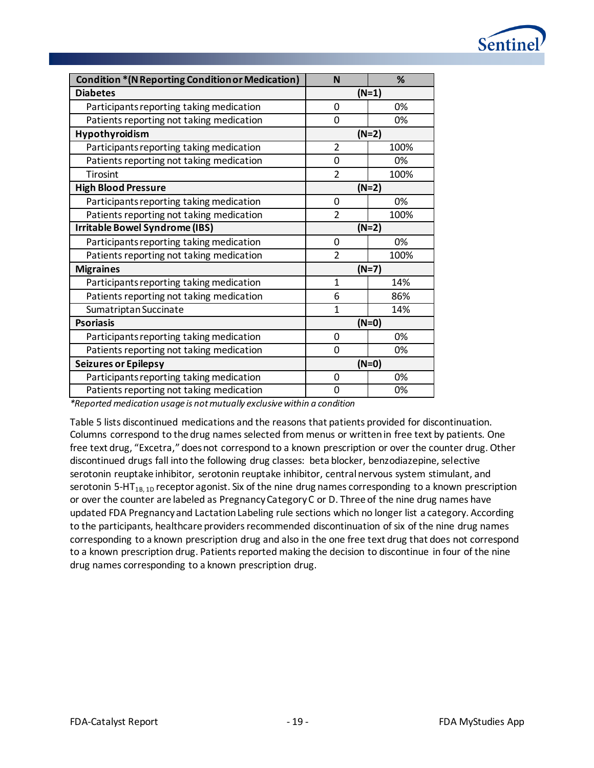| Condition *(N Reporting Condition or Medication) | N | % |
|---|---|---|
| **Diabetes** | **(N=1)** | |
| Participants reporting taking medication | 0 | 0% |
| Patients reporting not taking medication | 0 | 0% |
| **Hypothyroidism** | **(N=2)** | |
| Participants reporting taking medication | 2 | 100% |
| Patients reporting not taking medication | 0 | 0% |
| Tirosint | 2 | 100% |
| **High Blood Pressure** | **(N=2)** | |
| Participants reporting taking medication | 0 | 0% |
| Patients reporting not taking medication | 2 | 100% |
| **Irritable Bowel Syndrome (IBS)** | **(N=2)** | |
| Participants reporting taking medication | 0 | 0% |
| Patients reporting not taking medication | 2 | 100% |
| **Migraines** | **(N=7)** | |
| Participants reporting taking medication | 1 | 14% |
| Patients reporting not taking medication | 6 | 86% |
| Sumatriptan Succinate | 1 | 14% |
| **Psoriasis** | **(N=0)** | |
| Participants reporting taking medication | 0 | 0% |
| Patients reporting not taking medication | 0 | 0% |
| **Seizures or Epilepsy** | **(N=0)** | |
| Participants reporting taking medication | 0 | 0% |
| Patients reporting not taking medication | 0 | 0% |

*\*Reported medication usage is not mutually exclusive within a condition*

Table 5 lists discontinued medications and the reasons that patients provided for discontinuation. Columns correspond to the drug names selected from menus or written in free text by patients. One free text drug, "Excetra," does not correspond to a known prescription or over the counter drug. Other discontinued drugs fall into the following drug classes: beta blocker, benzodiazepine, selective serotonin reuptake inhibitor, serotonin reuptake inhibitor, central nervous system stimulant, and serotonin 5-$HT_{1B, 1D}$ receptor agonist. Six of the nine drug names corresponding to a known prescription or over the counter are labeled as Pregnancy Category C or D. Three of the nine drug names have updated FDA Pregnancy and Lactation Labeling rule sections which no longer list a category. According to the participants, healthcare providers recommended discontinuation of six of the nine drug names corresponding to a known prescription drug and also in the one free text drug that does not correspond to a known prescription drug. Patients reported making the decision to discontinue in four of the nine drug names corresponding to a known prescription drug.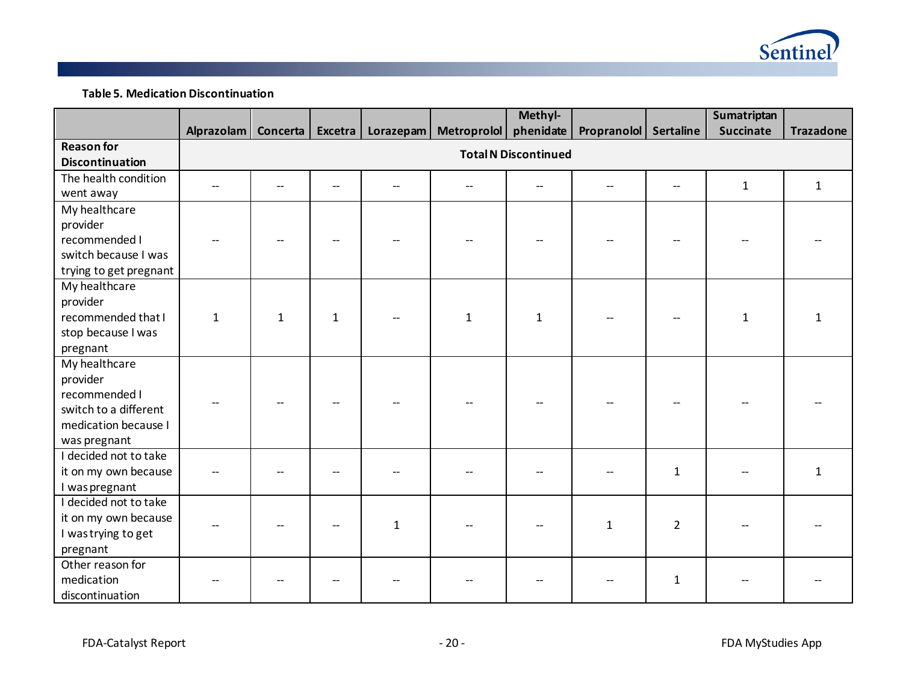**Table 5. Medication Discontinuation**

| | Alprazolam | Concerta | Excetra | Lorazepam | Metroprolol | Methyl-phenidate | Propranolol | Sertaline | Sumatriptan Succinate | Trazadone |
|---|---|---|---|---|---|---|---|---|---|---|
| **Reason for Discontinuation** | **Total N Discontinued** | | | | | | | | | |
| The health condition went away | -- | -- | -- | -- | -- | -- | -- | -- | 1 | 1 |
| My healthcare provider recommended I switch because I was trying to get pregnant | -- | -- | -- | -- | -- | -- | -- | -- | -- | -- |
| My healthcare provider recommended that I stop because I was pregnant | 1 | 1 | 1 | -- | 1 | 1 | -- | -- | 1 | 1 |
| My healthcare provider recommended I switch to a different medication because I was pregnant | -- | -- | -- | -- | -- | -- | -- | -- | -- | -- |
| I decided not to take it on my own because I was pregnant | -- | -- | -- | -- | -- | -- | -- | 1 | -- | 1 |
| I decided not to take it on my own because I was trying to get pregnant | -- | -- | -- | 1 | -- | -- | 1 | 2 | -- | -- |
| Other reason for medication discontinuation | -- | -- | -- | -- | -- | -- | -- | 1 | -- | -- |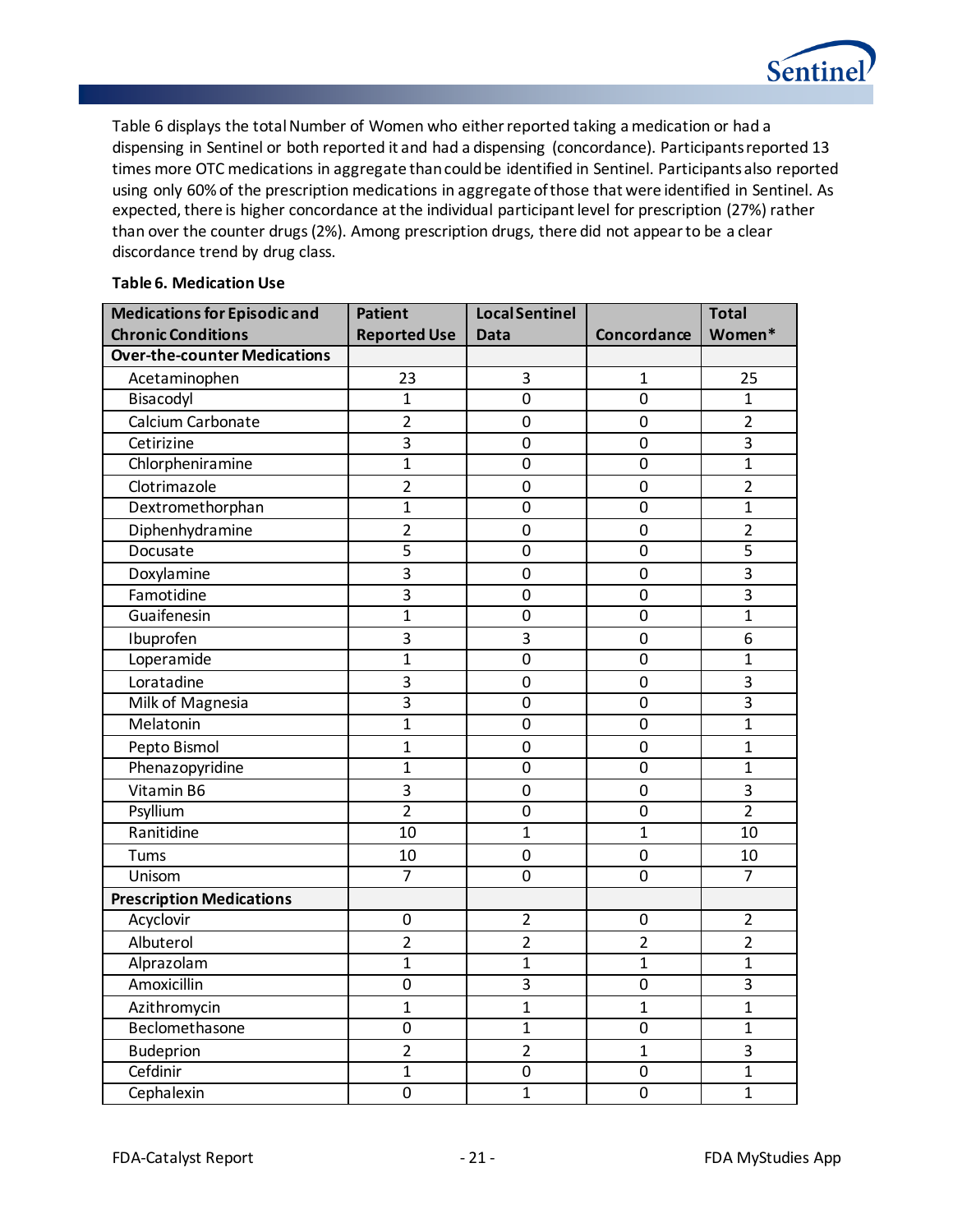Table 6 displays the total Number of Women who either reported taking a medication or had a dispensing in Sentinel or both reported it and had a dispensing (concordance). Participants reported 13 times more OTC medications in aggregate than could be identified in Sentinel. Participants also reported using only 60% of the prescription medications in aggregate of those that were identified in Sentinel. As expected, there is higher concordance at the individual participant level for prescription (27%) rather than over the counter drugs (2%). Among prescription drugs, there did not appear to be a clear discordance trend by drug class.

**Table 6. Medication Use**

| Medications for Episodic and Chronic Conditions | Patient Reported Use | Local Sentinel Data | Concordance | Total Women* |
|---|---|---|---|---|
| **Over-the-counter Medications** | | | | |
| Acetaminophen | 23 | 3 | 1 | 25 |
| Bisacodyl | 1 | 0 | 0 | 1 |
| Calcium Carbonate | 2 | 0 | 0 | 2 |
| Cetirizine | 3 | 0 | 0 | 3 |
| Chlorpheniramine | 1 | 0 | 0 | 1 |
| Clotrimazole | 2 | 0 | 0 | 2 |
| Dextromethorphan | 1 | 0 | 0 | 1 |
| Diphenhydramine | 2 | 0 | 0 | 2 |
| Docusate | 5 | 0 | 0 | 5 |
| Doxylamine | 3 | 0 | 0 | 3 |
| Famotidine | 3 | 0 | 0 | 3 |
| Guaifenesin | 1 | 0 | 0 | 1 |
| Ibuprofen | 3 | 3 | 0 | 6 |
| Loperamide | 1 | 0 | 0 | 1 |
| Loratadine | 3 | 0 | 0 | 3 |
| Milk of Magnesia | 3 | 0 | 0 | 3 |
| Melatonin | 1 | 0 | 0 | 1 |
| Pepto Bismol | 1 | 0 | 0 | 1 |
| Phenazopyridine | 1 | 0 | 0 | 1 |
| Vitamin B6 | 3 | 0 | 0 | 3 |
| Psyllium | 2 | 0 | 0 | 2 |
| Ranitidine | 10 | 1 | 1 | 10 |
| Tums | 10 | 0 | 0 | 10 |
| Unisom | 7 | 0 | 0 | 7 |
| **Prescription Medications** | | | | |
| Acyclovir | 0 | 2 | 0 | 2 |
| Albuterol | 2 | 2 | 2 | 2 |
| Alprazolam | 1 | 1 | 1 | 1 |
| Amoxicillin | 0 | 3 | 0 | 3 |
| Azithromycin | 1 | 1 | 1 | 1 |
| Beclomethasone | 0 | 1 | 0 | 1 |
| Budeprion | 2 | 2 | 1 | 3 |
| Cefdinir | 1 | 0 | 0 | 1 |
| Cephalexin | 0 | 1 | 0 | 1 |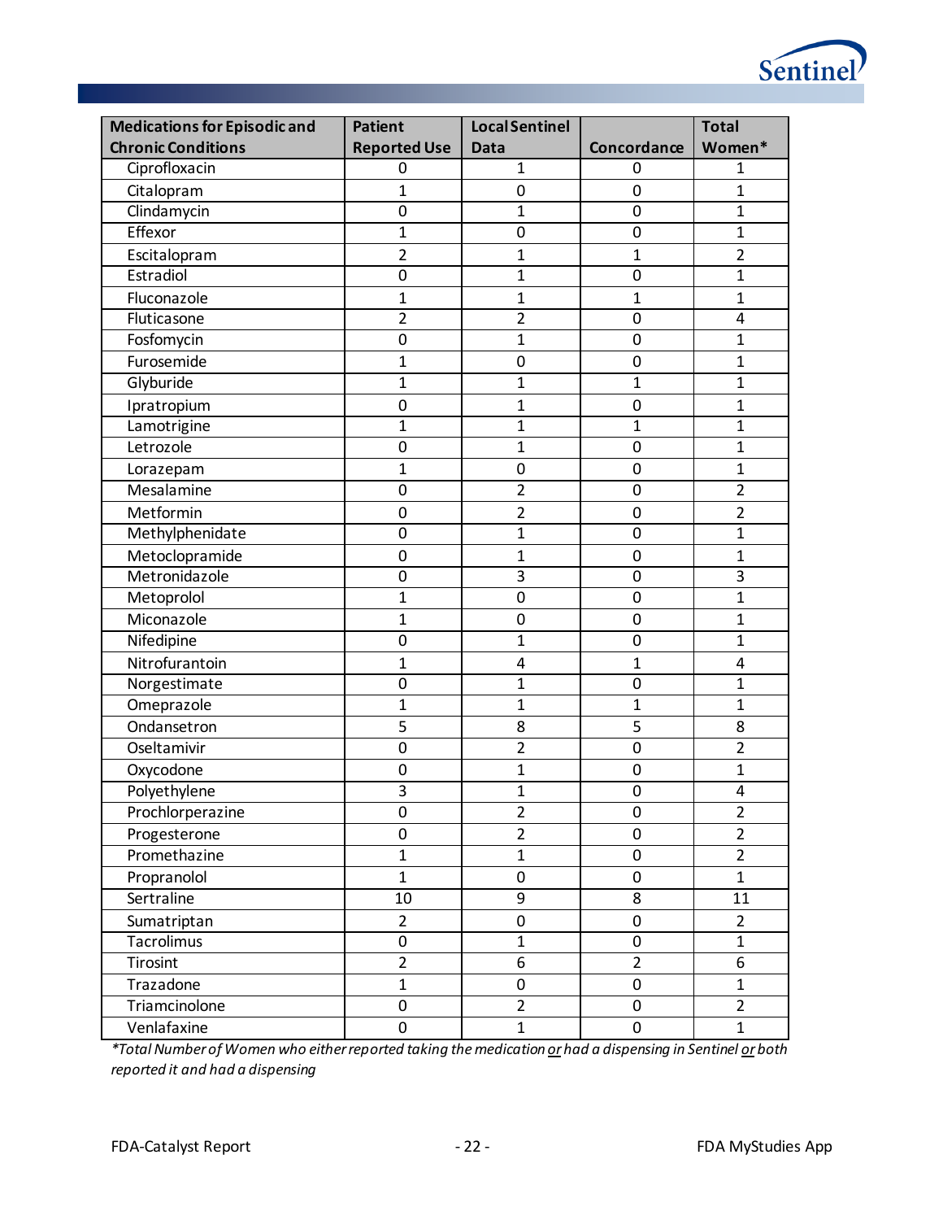| Medications for Episodic and Chronic Conditions | Patient Reported Use | Local Sentinel Data | Concordance | Total Women* |
|---|---|---|---|---|
| Ciprofloxacin | 0 | 1 | 0 | 1 |
| Citalopram | 1 | 0 | 0 | 1 |
| Clindamycin | 0 | 1 | 0 | 1 |
| Effexor | 1 | 0 | 0 | 1 |
| Escitalopram | 2 | 1 | 1 | 2 |
| Estradiol | 0 | 1 | 0 | 1 |
| Fluconazole | 1 | 1 | 1 | 1 |
| Fluticasone | 2 | 2 | 0 | 4 |
| Fosfomycin | 0 | 1 | 0 | 1 |
| Furosemide | 1 | 0 | 0 | 1 |
| Glyburide | 1 | 1 | 1 | 1 |
| Ipratropium | 0 | 1 | 0 | 1 |
| Lamotrigine | 1 | 1 | 1 | 1 |
| Letrozole | 0 | 1 | 0 | 1 |
| Lorazepam | 1 | 0 | 0 | 1 |
| Mesalamine | 0 | 2 | 0 | 2 |
| Metformin | 0 | 2 | 0 | 2 |
| Methylphenidate | 0 | 1 | 0 | 1 |
| Metoclopramide | 0 | 1 | 0 | 1 |
| Metronidazole | 0 | 3 | 0 | 3 |
| Metoprolol | 1 | 0 | 0 | 1 |
| Miconazole | 1 | 0 | 0 | 1 |
| Nifedipine | 0 | 1 | 0 | 1 |
| Nitrofurantoin | 1 | 4 | 1 | 4 |
| Norgestimate | 0 | 1 | 0 | 1 |
| Omeprazole | 1 | 1 | 1 | 1 |
| Ondansetron | 5 | 8 | 5 | 8 |
| Oseltamivir | 0 | 2 | 0 | 2 |
| Oxycodone | 0 | 1 | 0 | 1 |
| Polyethylene | 3 | 1 | 0 | 4 |
| Prochlorperazine | 0 | 2 | 0 | 2 |
| Progesterone | 0 | 2 | 0 | 2 |
| Promethazine | 1 | 1 | 0 | 2 |
| Propranolol | 1 | 0 | 0 | 1 |
| Sertraline | 10 | 9 | 8 | 11 |
| Sumatriptan | 2 | 0 | 0 | 2 |
| Tacrolimus | 0 | 1 | 0 | 1 |
| Tirosint | 2 | 6 | 2 | 6 |
| Trazadone | 1 | 0 | 0 | 1 |
| Triamcinolone | 0 | 2 | 0 | 2 |
| Venlafaxine | 0 | 1 | 0 | 1 |

*\*Total Number of Women who either reported taking the medication or had a dispensing in Sentinel or both reported it and had a dispensing*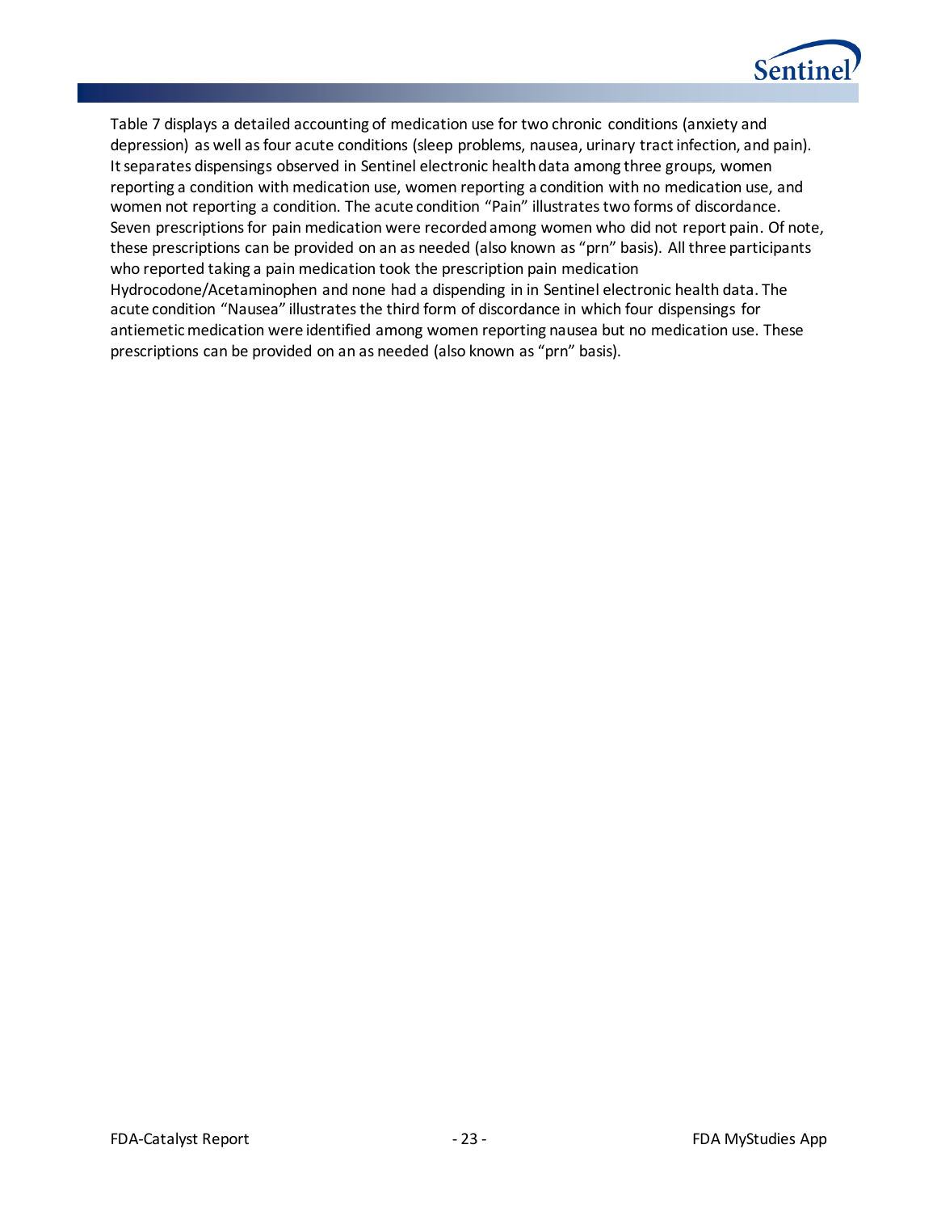Table 7 displays a detailed accounting of medication use for two chronic conditions (anxiety and depression) as well as four acute conditions (sleep problems, nausea, urinary tract infection, and pain). It separates dispensings observed in Sentinel electronic health data among three groups, women reporting a condition with medication use, women reporting a condition with no medication use, and women not reporting a condition. The acute condition "Pain" illustrates two forms of discordance. Seven prescriptions for pain medication were recorded among women who did not report pain. Of note, these prescriptions can be provided on an as needed (also known as "prn" basis). All three participants who reported taking a pain medication took the prescription pain medication Hydrocodone/Acetaminophen and none had a dispending in in Sentinel electronic health data. The acute condition "Nausea" illustrates the third form of discordance in which four dispensings for antiemetic medication were identified among women reporting nausea but no medication use. These prescriptions can be provided on an as needed (also known as "prn" basis).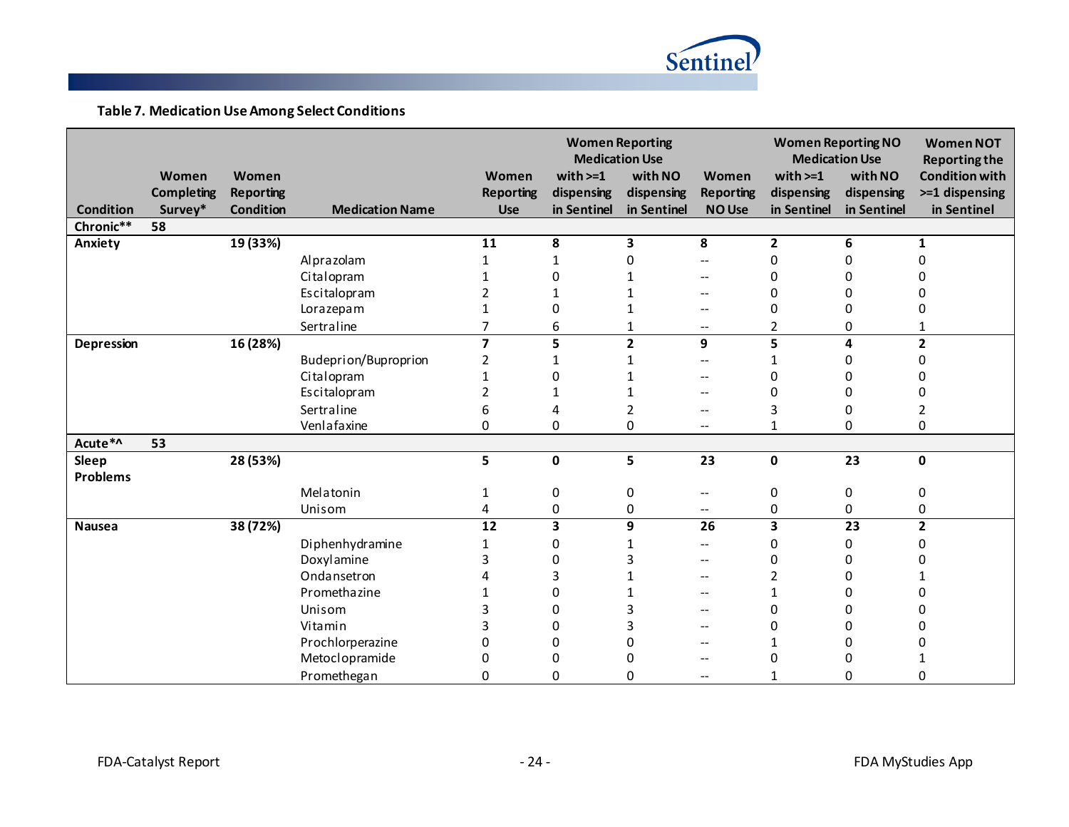**Table 7. Medication Use Among Select Conditions**

| Condition | Women Completing Survey* | Women Reporting Condition | Medication Name | Women Reporting Use | Women Reporting Medication Use | | Women Reporting NO Use | Women Reporting NO Medication Use | | Women NOT Reporting the Condition with >=1 dispensing in Sentinel |
|---|---|---|---|---|---|---|---|---|---|---|
| | | | | | with >=1 dispensing in Sentinel | with NO dispensing in Sentinel | | with >=1 dispensing in Sentinel | with NO dispensing in Sentinel | |
| **Chronic**** | **58** | | | | | | | | | |
| **Anxiety** | | **19 (33%)** | | **11** | **8** | **3** | **8** | **2** | **6** | **1** |
| | | | Alprazolam | 1 | 1 | 0 | -- | 0 | 0 | 0 |
| | | | Citalopram | 1 | 0 | 1 | -- | 0 | 0 | 0 |
| | | | Escitalopram | 2 | 1 | 1 | -- | 0 | 0 | 0 |
| | | | Lorazepam | 1 | 0 | 1 | -- | 0 | 0 | 0 |
| | | | Sertraline | 7 | 6 | 1 | -- | 2 | 0 | 1 |
| **Depression** | | **16 (28%)** | | **7** | **5** | **2** | **9** | **5** | **4** | **2** |
| | | | Budeprion/Buproprion | 2 | 1 | 1 | -- | 1 | 0 | 0 |
| | | | Citalopram | 1 | 0 | 1 | -- | 0 | 0 | 0 |
| | | | Escitalopram | 2 | 1 | 1 | -- | 0 | 0 | 0 |
| | | | Sertraline | 6 | 4 | 2 | -- | 3 | 0 | 2 |
| | | | Venlafaxine | 0 | 0 | 0 | -- | 1 | 0 | 0 |
| **Acute*^** | **53** | | | | | | | | | |
| **Sleep Problems** | | **28 (53%)** | | **5** | **0** | **5** | **23** | **0** | **23** | **0** |
| | | | Melatonin | 1 | 0 | 0 | -- | 0 | 0 | 0 |
| | | | Unisom | 4 | 0 | 0 | -- | 0 | 0 | 0 |
| **Nausea** | | **38 (72%)** | | **12** | **3** | **9** | **26** | **3** | **23** | **2** |
| | | | Diphenhydramine | 1 | 0 | 1 | -- | 0 | 0 | 0 |
| | | | Doxylamine | 3 | 0 | 3 | -- | 0 | 0 | 0 |
| | | | Ondansetron | 4 | 3 | 1 | -- | 2 | 0 | 1 |
| | | | Promethazine | 1 | 0 | 1 | -- | 1 | 0 | 0 |
| | | | Unisom | 3 | 0 | 3 | -- | 0 | 0 | 0 |
| | | | Vitamin | 3 | 0 | 3 | -- | 0 | 0 | 0 |
| | | | Prochlorperazine | 0 | 0 | 0 | -- | 1 | 0 | 0 |
| | | | Metoclopramide | 0 | 0 | 0 | -- | 0 | 0 | 1 |
| | | | Promethegan | 0 | 0 | 0 | -- | 1 | 0 | 0 |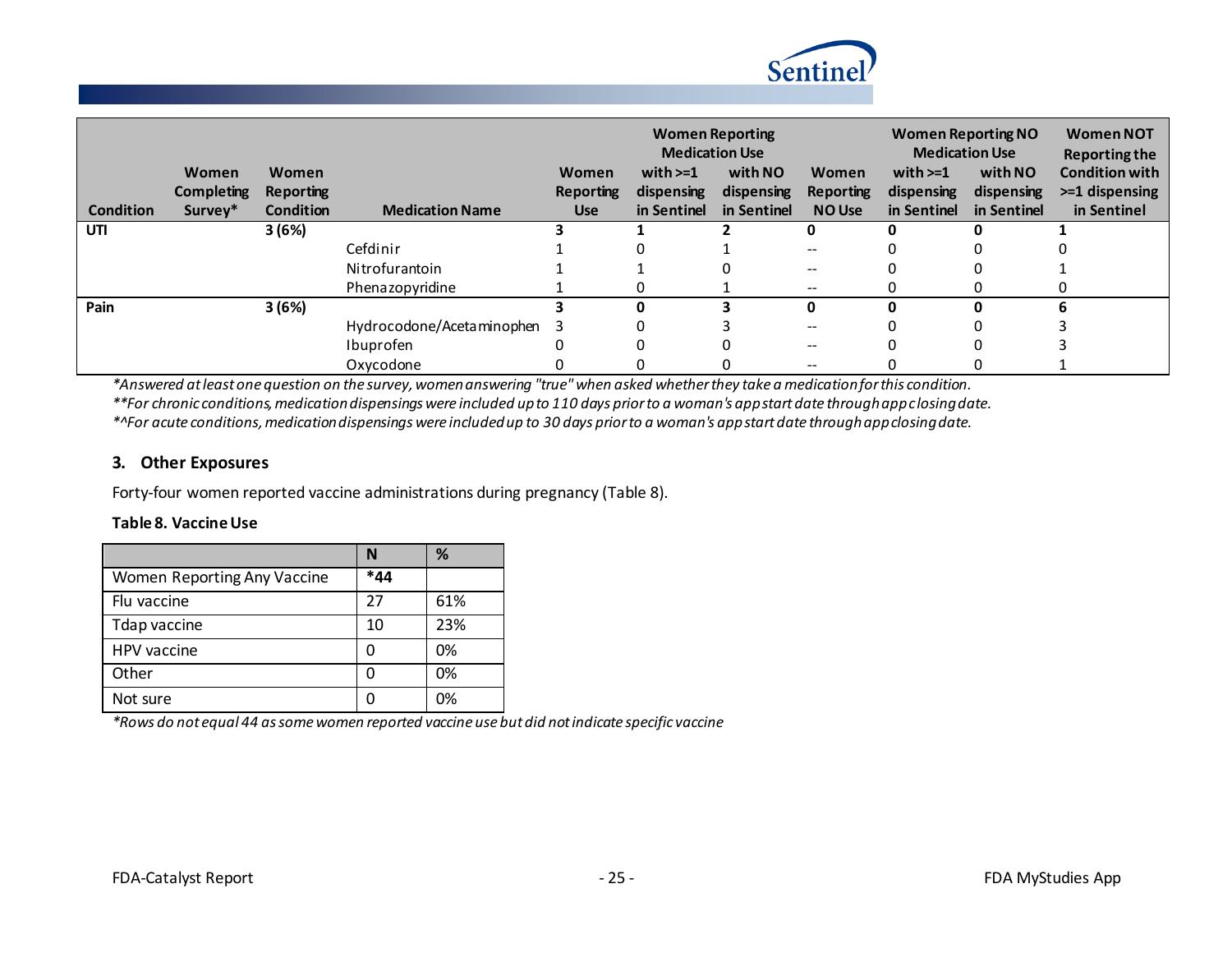| Condition | Women Completing Survey* | Women Reporting Condition | Medication Name | Women Reporting Use | Women Reporting Medication Use with >=1 dispensing in Sentinel | Women Reporting Medication Use with NO dispensing in Sentinel | Women Reporting NO Use | Women Reporting NO Medication Use with >=1 dispensing in Sentinel | Women Reporting NO Medication Use with NO dispensing in Sentinel | Women NOT Reporting the Condition with >=1 dispensing in Sentinel |
|---|---|---|---|---|---|---|---|---|---|---|
| **UTI** | | **3 (6%)** | | **3** | **1** | **2** | **0** | **0** | **0** | **1** |
| | | | Cefdinir | 1 | 0 | 1 | -- | 0 | 0 | 0 |
| | | | Nitrofurantoin | 1 | 1 | 0 | -- | 0 | 0 | 1 |
| | | | Phenazopyridine | 1 | 0 | 1 | -- | 0 | 0 | 0 |
| **Pain** | | **3 (6%)** | | **3** | **0** | **3** | **0** | **0** | **0** | **6** |
| | | | Hydrocodone/Acetaminophen | 3 | 0 | 3 | -- | 0 | 0 | 3 |
| | | | Ibuprofen | 0 | 0 | 0 | -- | 0 | 0 | 3 |
| | | | Oxycodone | 0 | 0 | 0 | -- | 0 | 0 | 1 |

*Answered at least one question on the survey, women answering "true" when asked whether they take a medication for this condition.*
*\*\*For chronic conditions, medication dispensings were included up to 110 days prior to a woman's app start date through app closing date.*
*\*^For acute conditions, medication dispensings were included up to 30 days prior to a woman's app start date through app closing date.*

### 3. Other Exposures

Forty-four women reported vaccine administrations during pregnancy (Table 8).

**Table 8. Vaccine Use**

| | N | % |
|---|---|---|
| Women Reporting Any Vaccine | ***44** | |
| Flu vaccine | 27 | 61% |
| Tdap vaccine | 10 | 23% |
| HPV vaccine | 0 | 0% |
| Other | 0 | 0% |
| Not sure | 0 | 0% |

*Rows do not equal 44 as some women reported vaccine use but did not indicate specific vaccine*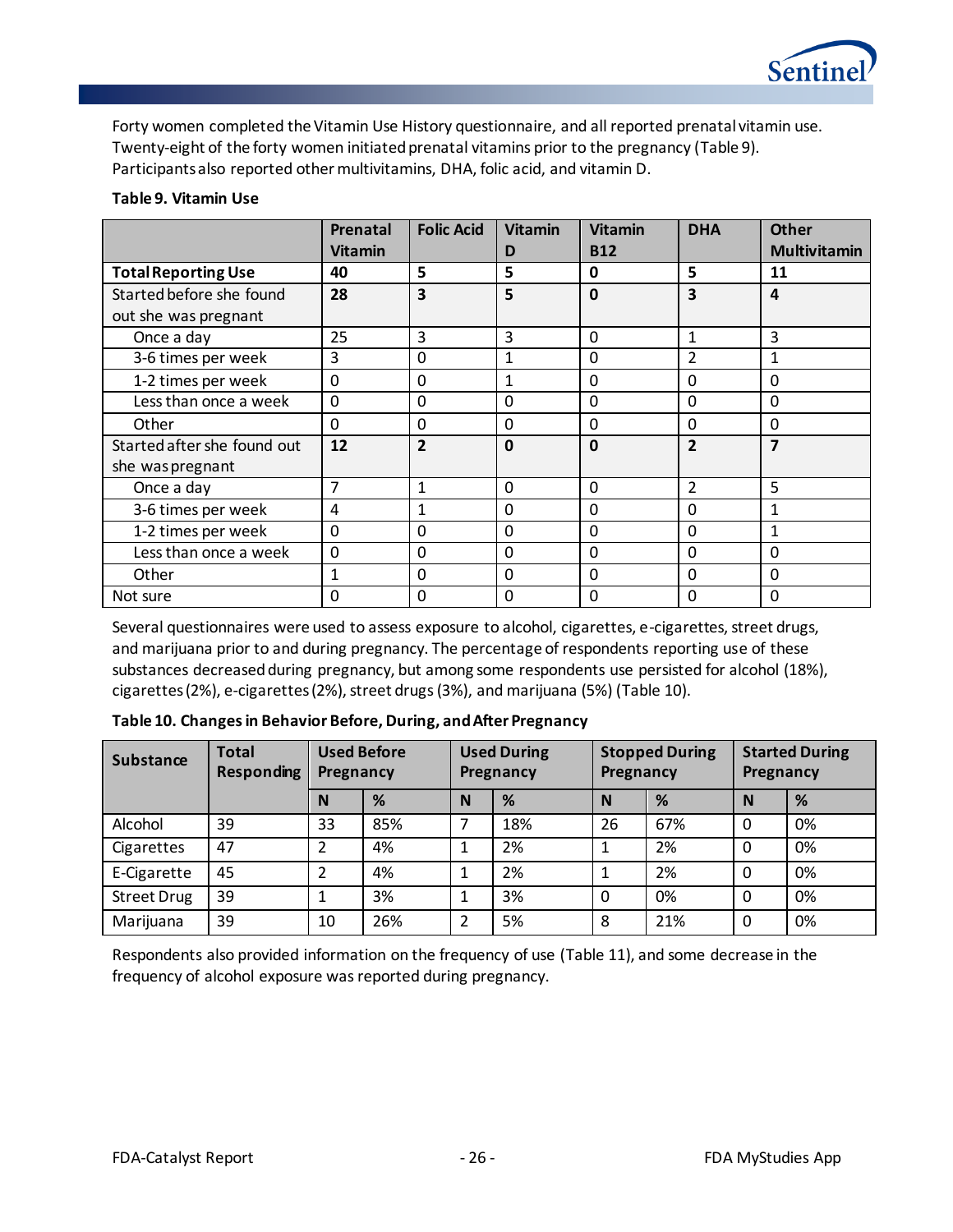Forty women completed the Vitamin Use History questionnaire, and all reported prenatal vitamin use. Twenty-eight of the forty women initiated prenatal vitamins prior to the pregnancy (Table 9). Participants also reported other multivitamins, DHA, folic acid, and vitamin D.

**Table 9. Vitamin Use**

| | Prenatal Vitamin | Folic Acid | Vitamin D | Vitamin B12 | DHA | Other Multivitamin |
|---|---|---|---|---|---|---|
| **Total Reporting Use** | **40** | **5** | **5** | **0** | **5** | **11** |
| Started before she found out she was pregnant | **28** | **3** | **5** | **0** | **3** | **4** |
| Once a day | 25 | 3 | 3 | 0 | 1 | 3 |
| 3-6 times per week | 3 | 0 | 1 | 0 | 2 | 1 |
| 1-2 times per week | 0 | 0 | 1 | 0 | 0 | 0 |
| Less than once a week | 0 | 0 | 0 | 0 | 0 | 0 |
| Other | 0 | 0 | 0 | 0 | 0 | 0 |
| Started after she found out she was pregnant | **12** | **2** | **0** | **0** | **2** | **7** |
| Once a day | 7 | 1 | 0 | 0 | 2 | 5 |
| 3-6 times per week | 4 | 1 | 0 | 0 | 0 | 1 |
| 1-2 times per week | 0 | 0 | 0 | 0 | 0 | 1 |
| Less than once a week | 0 | 0 | 0 | 0 | 0 | 0 |
| Other | 1 | 0 | 0 | 0 | 0 | 0 |
| Not sure | 0 | 0 | 0 | 0 | 0 | 0 |

Several questionnaires were used to assess exposure to alcohol, cigarettes, e-cigarettes, street drugs, and marijuana prior to and during pregnancy. The percentage of respondents reporting use of these substances decreased during pregnancy, but among some respondents use persisted for alcohol (18%), cigarettes (2%), e-cigarettes (2%), street drugs (3%), and marijuana (5%) (Table 10).

**Table 10. Changes in Behavior Before, During, and After Pregnancy**

| Substance | Total Responding | Used Before Pregnancy | | Used During Pregnancy | | Stopped During Pregnancy | | Started During Pregnancy | |
|---|---|---|---|---|---|---|---|---|---|
| | | N | % | N | % | N | % | N | % |
| Alcohol | 39 | 33 | 85% | 7 | 18% | 26 | 67% | 0 | 0% |
| Cigarettes | 47 | 2 | 4% | 1 | 2% | 1 | 2% | 0 | 0% |
| E-Cigarette | 45 | 2 | 4% | 1 | 2% | 1 | 2% | 0 | 0% |
| Street Drug | 39 | 1 | 3% | 1 | 3% | 0 | 0% | 0 | 0% |
| Marijuana | 39 | 10 | 26% | 2 | 5% | 8 | 21% | 0 | 0% |

Respondents also provided information on the frequency of use (Table 11), and some decrease in the frequency of alcohol exposure was reported during pregnancy.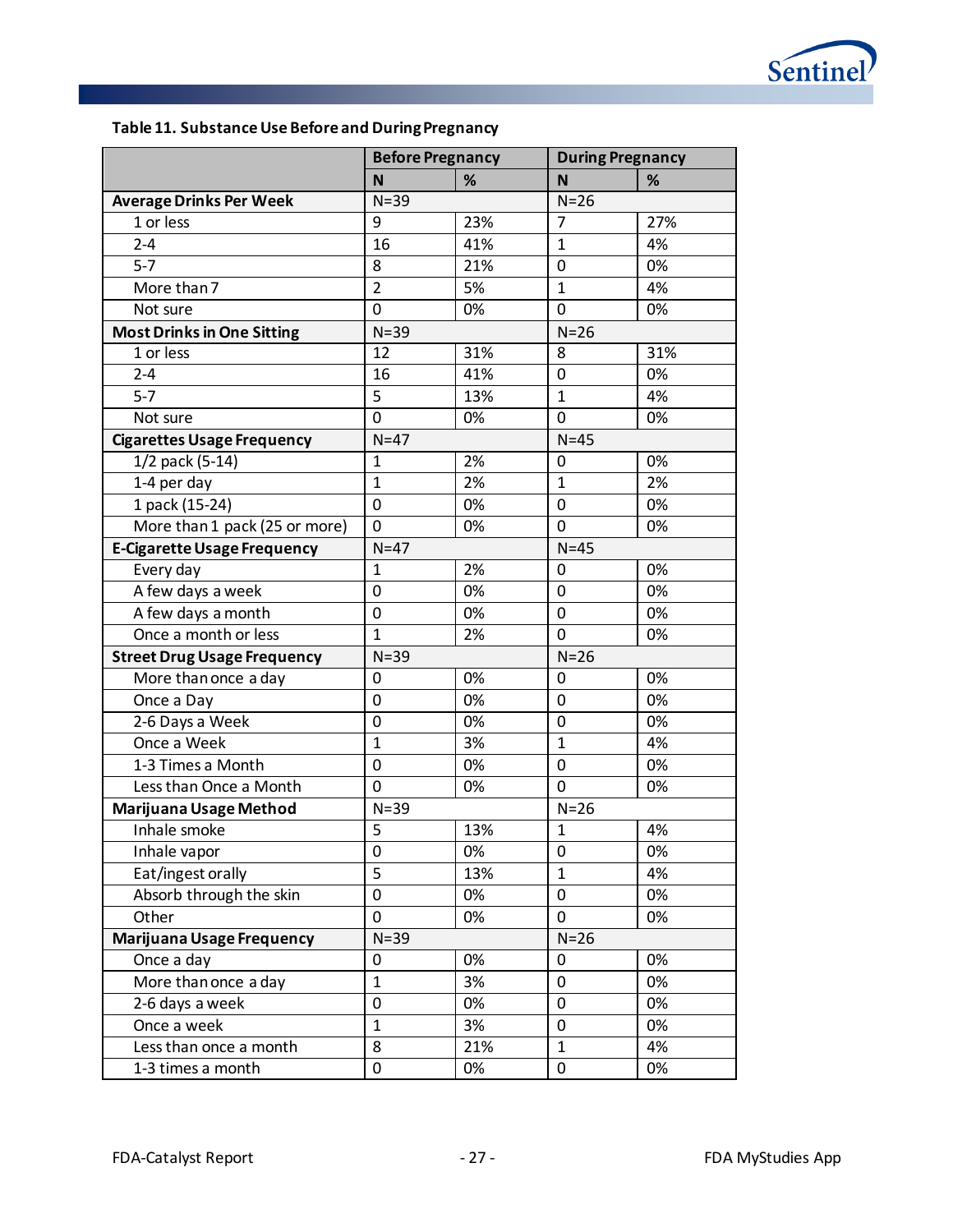**Table 11. Substance Use Before and During Pregnancy**

| | Before Pregnancy | | During Pregnancy | |
|---|---|---|---|---|
| | **N** | **%** | **N** | **%** |
| **Average Drinks Per Week** | N=39 | | N=26 | |
| 1 or less | 9 | 23% | 7 | 27% |
| 2-4 | 16 | 41% | 1 | 4% |
| 5-7 | 8 | 21% | 0 | 0% |
| More than 7 | 2 | 5% | 1 | 4% |
| Not sure | 0 | 0% | 0 | 0% |
| **Most Drinks in One Sitting** | N=39 | | N=26 | |
| 1 or less | 12 | 31% | 8 | 31% |
| 2-4 | 16 | 41% | 0 | 0% |
| 5-7 | 5 | 13% | 1 | 4% |
| Not sure | 0 | 0% | 0 | 0% |
| **Cigarettes Usage Frequency** | N=47 | | N=45 | |
| 1/2 pack (5-14) | 1 | 2% | 0 | 0% |
| 1-4 per day | 1 | 2% | 1 | 2% |
| 1 pack (15-24) | 0 | 0% | 0 | 0% |
| More than 1 pack (25 or more) | 0 | 0% | 0 | 0% |
| **E-Cigarette Usage Frequency** | N=47 | | N=45 | |
| Every day | 1 | 2% | 0 | 0% |
| A few days a week | 0 | 0% | 0 | 0% |
| A few days a month | 0 | 0% | 0 | 0% |
| Once a month or less | 1 | 2% | 0 | 0% |
| **Street Drug Usage Frequency** | N=39 | | N=26 | |
| More than once a day | 0 | 0% | 0 | 0% |
| Once a Day | 0 | 0% | 0 | 0% |
| 2-6 Days a Week | 0 | 0% | 0 | 0% |
| Once a Week | 1 | 3% | 1 | 4% |
| 1-3 Times a Month | 0 | 0% | 0 | 0% |
| Less than Once a Month | 0 | 0% | 0 | 0% |
| **Marijuana Usage Method** | N=39 | | N=26 | |
| Inhale smoke | 5 | 13% | 1 | 4% |
| Inhale vapor | 0 | 0% | 0 | 0% |
| Eat/ingest orally | 5 | 13% | 1 | 4% |
| Absorb through the skin | 0 | 0% | 0 | 0% |
| Other | 0 | 0% | 0 | 0% |
| **Marijuana Usage Frequency** | N=39 | | N=26 | |
| Once a day | 0 | 0% | 0 | 0% |
| More than once a day | 1 | 3% | 0 | 0% |
| 2-6 days a week | 0 | 0% | 0 | 0% |
| Once a week | 1 | 3% | 0 | 0% |
| Less than once a month | 8 | 21% | 1 | 4% |
| 1-3 times a month | 0 | 0% | 0 | 0% |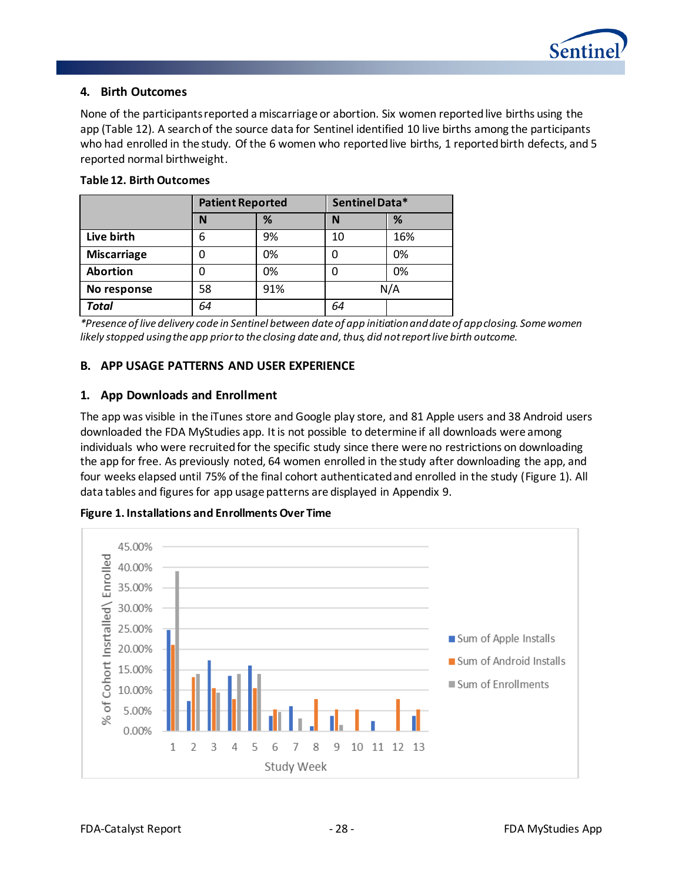### 4. Birth Outcomes

None of the participants reported a miscarriage or abortion. Six women reported live births using the app (Table 12). A search of the source data for Sentinel identified 10 live births among the participants who had enrolled in the study. Of the 6 women who reported live births, 1 reported birth defects, and 5 reported normal birthweight.

**Table 12. Birth Outcomes**

| | Patient Reported | | Sentinel Data* | |
|---|---|---|---|---|
| | **N** | **%** | **N** | **%** |
| **Live birth** | 6 | 9% | 10 | 16% |
| **Miscarriage** | 0 | 0% | 0 | 0% |
| **Abortion** | 0 | 0% | 0 | 0% |
| **No response** | 58 | 91% | N/A | |
| ***Total*** | *64* | | *64* | |

*\*Presence of live delivery code in Sentinel between date of app initiation and date of app closing. Some women likely stopped using the app prior to the closing date and, thus, did not report live birth outcome.*

## B. APP USAGE PATTERNS AND USER EXPERIENCE

### 1. App Downloads and Enrollment

The app was visible in the iTunes store and Google play store, and 81 Apple users and 38 Android users downloaded the FDA MyStudies app. It is not possible to determine if all downloads were among individuals who were recruited for the specific study since there were no restrictions on downloading the app for free. As previously noted, 64 women enrolled in the study after downloading the app, and four weeks elapsed until 75% of the final cohort authenticated and enrolled in the study (Figure 1). All data tables and figures for app usage patterns are displayed in Appendix 9.

**Figure 1. Installations and Enrollments Over Time**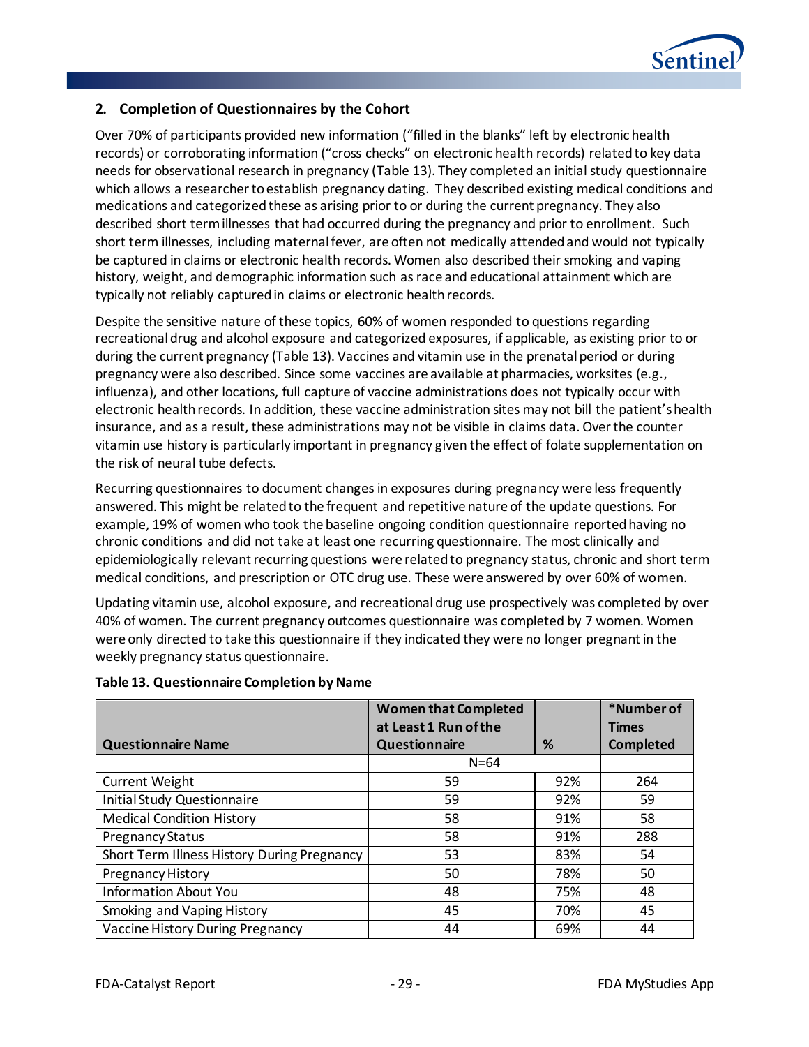## 2. Completion of Questionnaires by the Cohort

Over 70% of participants provided new information ("filled in the blanks" left by electronic health records) or corroborating information ("cross checks" on electronic health records) related to key data needs for observational research in pregnancy (Table 13). They completed an initial study questionnaire which allows a researcher to establish pregnancy dating. They described existing medical conditions and medications and categorized these as arising prior to or during the current pregnancy. They also described short term illnesses that had occurred during the pregnancy and prior to enrollment. Such short term illnesses, including maternal fever, are often not medically attended and would not typically be captured in claims or electronic health records. Women also described their smoking and vaping history, weight, and demographic information such as race and educational attainment which are typically not reliably captured in claims or electronic health records.

Despite the sensitive nature of these topics, 60% of women responded to questions regarding recreational drug and alcohol exposure and categorized exposures, if applicable, as existing prior to or during the current pregnancy (Table 13). Vaccines and vitamin use in the prenatal period or during pregnancy were also described. Since some vaccines are available at pharmacies, worksites (e.g., influenza), and other locations, full capture of vaccine administrations does not typically occur with electronic health records. In addition, these vaccine administration sites may not bill the patient's health insurance, and as a result, these administrations may not be visible in claims data. Over the counter vitamin use history is particularly important in pregnancy given the effect of folate supplementation on the risk of neural tube defects.

Recurring questionnaires to document changes in exposures during pregnancy were less frequently answered. This might be related to the frequent and repetitive nature of the update questions. For example, 19% of women who took the baseline ongoing condition questionnaire reported having no chronic conditions and did not take at least one recurring questionnaire. The most clinically and epidemiologically relevant recurring questions were related to pregnancy status, chronic and short term medical conditions, and prescription or OTC drug use. These were answered by over 60% of women.

Updating vitamin use, alcohol exposure, and recreational drug use prospectively was completed by over 40% of women. The current pregnancy outcomes questionnaire was completed by 7 women. Women were only directed to take this questionnaire if they indicated they were no longer pregnant in the weekly pregnancy status questionnaire.

**Table 13. Questionnaire Completion by Name**

| Questionnaire Name | Women that Completed at Least 1 Run of the Questionnaire | % | *Number of Times Completed |
|---|---|---|---|
| | N=64 | | |
| Current Weight | 59 | 92% | 264 |
| Initial Study Questionnaire | 59 | 92% | 59 |
| Medical Condition History | 58 | 91% | 58 |
| Pregnancy Status | 58 | 91% | 288 |
| Short Term Illness History During Pregnancy | 53 | 83% | 54 |
| Pregnancy History | 50 | 78% | 50 |
| Information About You | 48 | 75% | 48 |
| Smoking and Vaping History | 45 | 70% | 45 |
| Vaccine History During Pregnancy | 44 | 69% | 44 |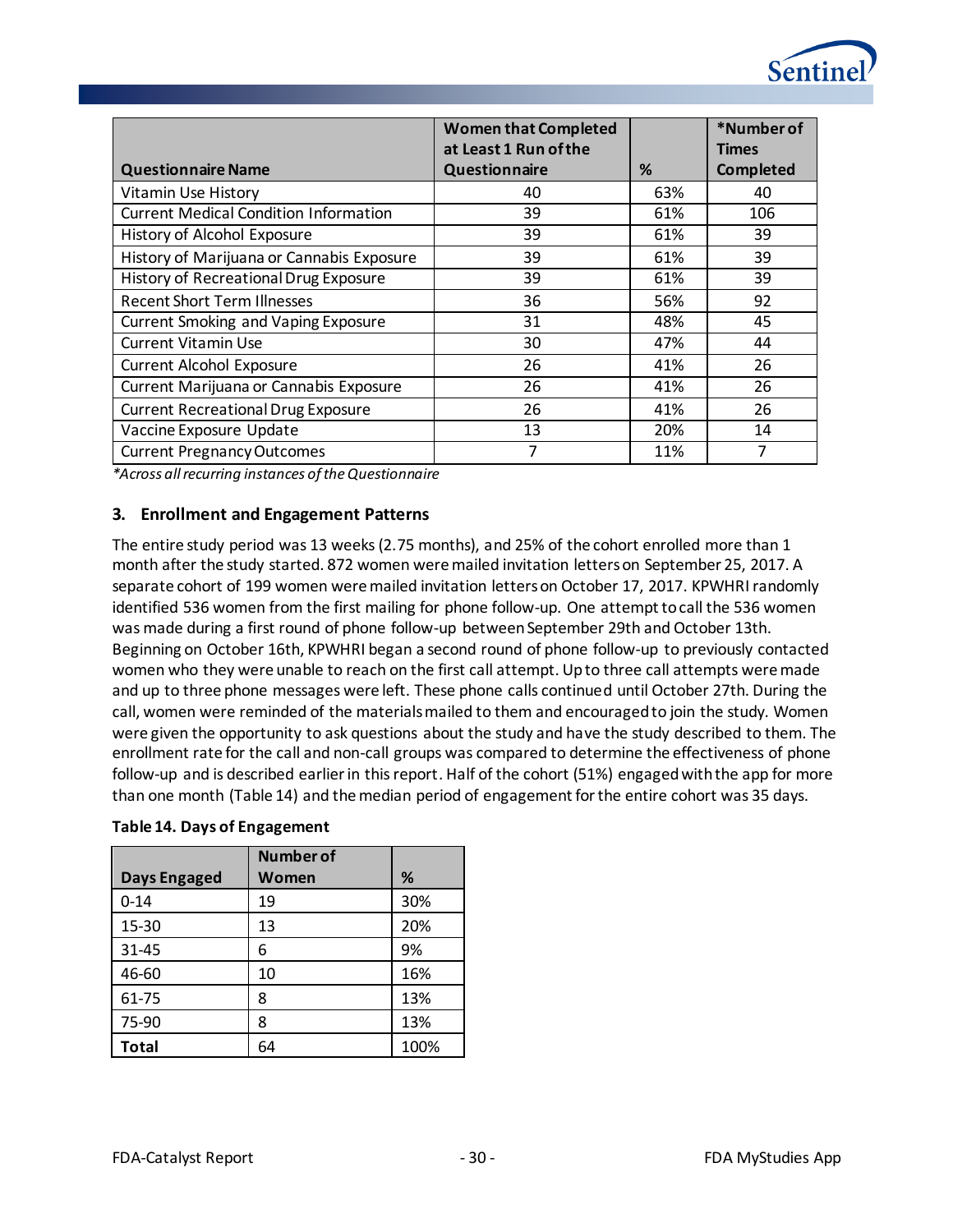| Questionnaire Name | Women that Completed at Least 1 Run of the Questionnaire | % | *Number of Times Completed |
|---|---|---|---|
| Vitamin Use History | 40 | 63% | 40 |
| Current Medical Condition Information | 39 | 61% | 106 |
| History of Alcohol Exposure | 39 | 61% | 39 |
| History of Marijuana or Cannabis Exposure | 39 | 61% | 39 |
| History of Recreational Drug Exposure | 39 | 61% | 39 |
| Recent Short Term Illnesses | 36 | 56% | 92 |
| Current Smoking and Vaping Exposure | 31 | 48% | 45 |
| Current Vitamin Use | 30 | 47% | 44 |
| Current Alcohol Exposure | 26 | 41% | 26 |
| Current Marijuana or Cannabis Exposure | 26 | 41% | 26 |
| Current Recreational Drug Exposure | 26 | 41% | 26 |
| Vaccine Exposure Update | 13 | 20% | 14 |
| Current Pregnancy Outcomes | 7 | 11% | 7 |

*\*Across all recurring instances of the Questionnaire*

### 3. Enrollment and Engagement Patterns

The entire study period was 13 weeks (2.75 months), and 25% of the cohort enrolled more than 1 month after the study started. 872 women were mailed invitation letters on September 25, 2017. A separate cohort of 199 women were mailed invitation letters on October 17, 2017. KPWHRI randomly identified 536 women from the first mailing for phone follow-up. One attempt to call the 536 women was made during a first round of phone follow-up between September 29th and October 13th. Beginning on October 16th, KPWHRI began a second round of phone follow-up to previously contacted women who they were unable to reach on the first call attempt. Up to three call attempts were made and up to three phone messages were left. These phone calls continued until October 27th. During the call, women were reminded of the materials mailed to them and encouraged to join the study. Women were given the opportunity to ask questions about the study and have the study described to them. The enrollment rate for the call and non-call groups was compared to determine the effectiveness of phone follow-up and is described earlier in this report. Half of the cohort (51%) engaged with the app for more than one month (Table 14) and the median period of engagement for the entire cohort was 35 days.

**Table 14. Days of Engagement**

| Days Engaged | Number of Women | % |
|---|---|---|
| 0-14 | 19 | 30% |
| 15-30 | 13 | 20% |
| 31-45 | 6 | 9% |
| 46-60 | 10 | 16% |
| 61-75 | 8 | 13% |
| 75-90 | 8 | 13% |
| **Total** | 64 | 100% |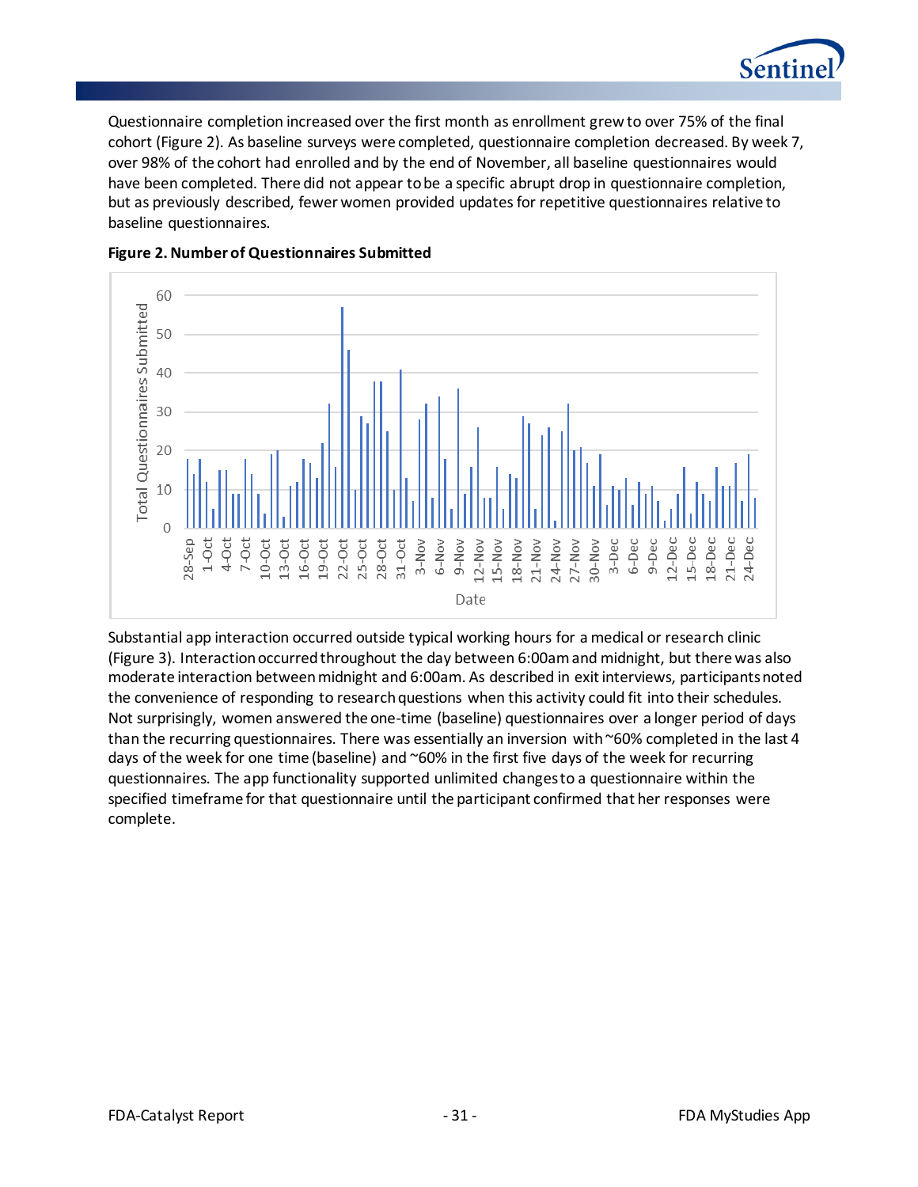Questionnaire completion increased over the first month as enrollment grew to over 75% of the final cohort (Figure 2). As baseline surveys were completed, questionnaire completion decreased. By week 7, over 98% of the cohort had enrolled and by the end of November, all baseline questionnaires would have been completed. There did not appear to be a specific abrupt drop in questionnaire completion, but as previously described, fewer women provided updates for repetitive questionnaires relative to baseline questionnaires.

**Figure 2. Number of Questionnaires Submitted**

Substantial app interaction occurred outside typical working hours for a medical or research clinic (Figure 3). Interaction occurred throughout the day between 6:00am and midnight, but there was also moderate interaction between midnight and 6:00am. As described in exit interviews, participants noted the convenience of responding to research questions when this activity could fit into their schedules. Not surprisingly, women answered the one-time (baseline) questionnaires over a longer period of days than the recurring questionnaires. There was essentially an inversion with ~60% completed in the last 4 days of the week for one time (baseline) and ~60% in the first five days of the week for recurring questionnaires. The app functionality supported unlimited changes to a questionnaire within the specified timeframe for that questionnaire until the participant confirmed that her responses were complete.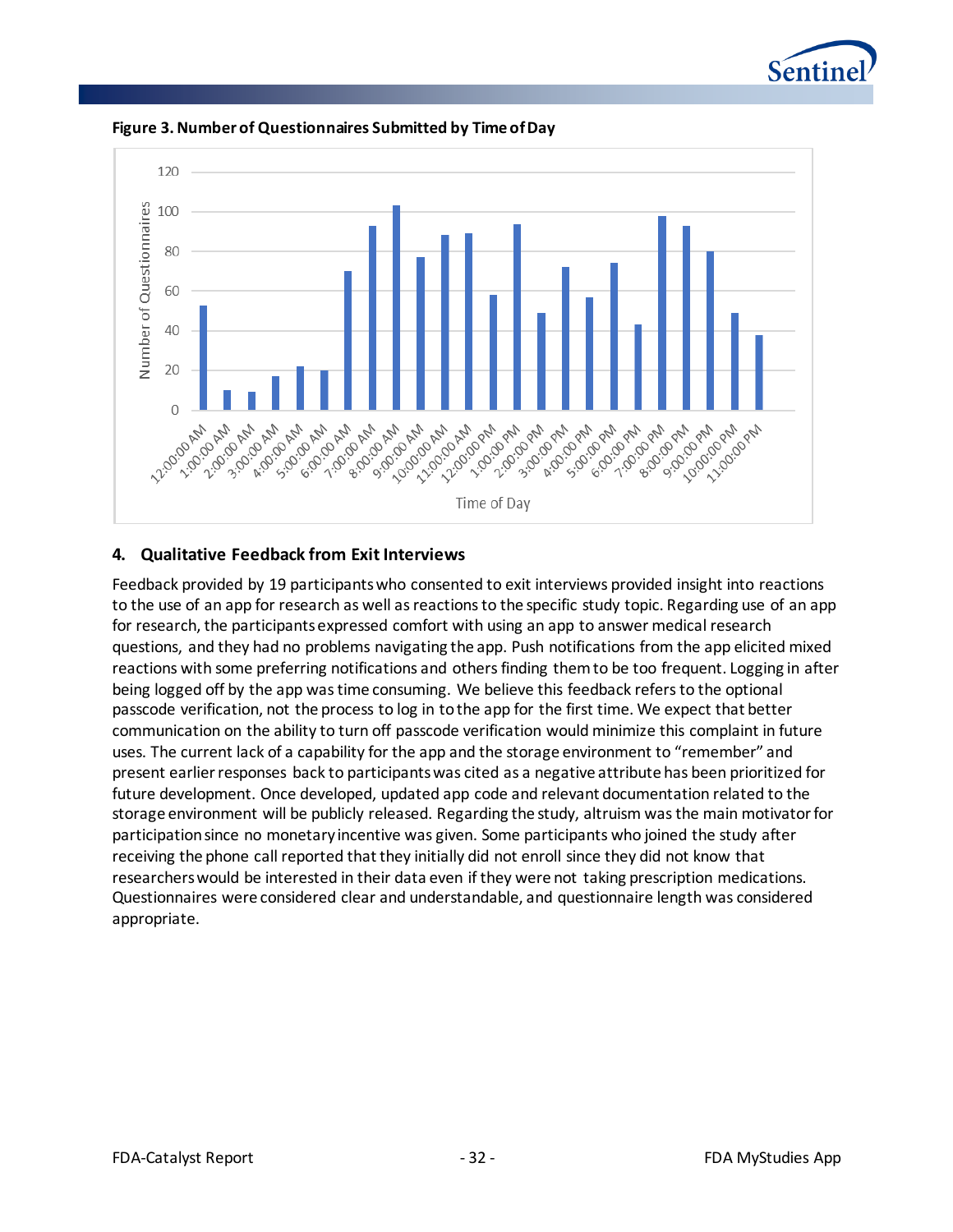**Figure 3. Number of Questionnaires Submitted by Time of Day**

## 4. Qualitative Feedback from Exit Interviews

Feedback provided by 19 participants who consented to exit interviews provided insight into reactions to the use of an app for research as well as reactions to the specific study topic. Regarding use of an app for research, the participants expressed comfort with using an app to answer medical research questions, and they had no problems navigating the app. Push notifications from the app elicited mixed reactions with some preferring notifications and others finding them to be too frequent. Logging in after being logged off by the app was time consuming. We believe this feedback refers to the optional passcode verification, not the process to log in to the app for the first time. We expect that better communication on the ability to turn off passcode verification would minimize this complaint in future uses. The current lack of a capability for the app and the storage environment to "remember" and present earlier responses back to participants was cited as a negative attribute has been prioritized for future development. Once developed, updated app code and relevant documentation related to the storage environment will be publicly released. Regarding the study, altruism was the main motivator for participation since no monetary incentive was given. Some participants who joined the study after receiving the phone call reported that they initially did not enroll since they did not know that researchers would be interested in their data even if they were not taking prescription medications. Questionnaires were considered clear and understandable, and questionnaire length was considered appropriate.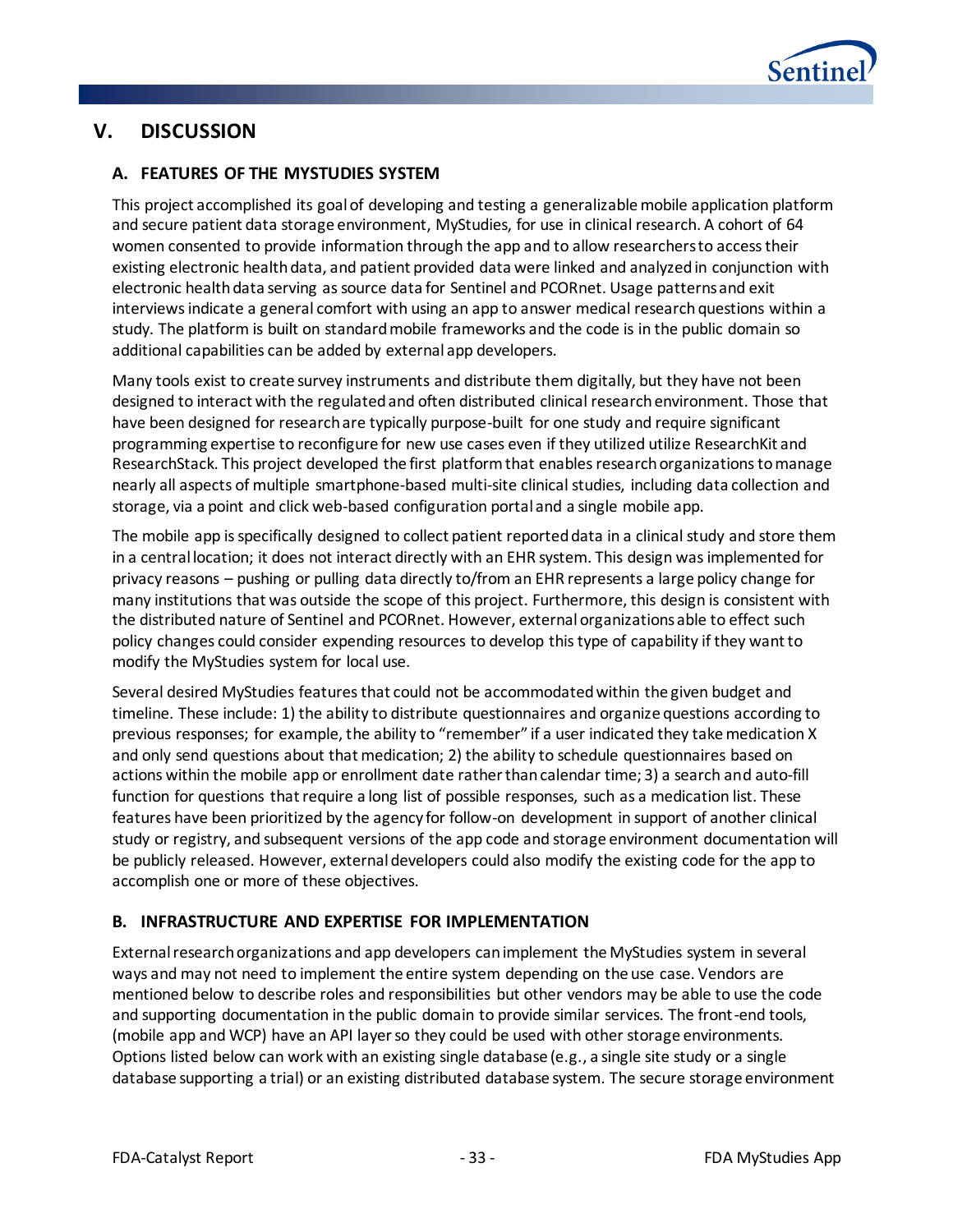# V. DISCUSSION

## A. FEATURES OF THE MYSTUDIES SYSTEM

This project accomplished its goal of developing and testing a generalizable mobile application platform and secure patient data storage environment, MyStudies, for use in clinical research. A cohort of 64 women consented to provide information through the app and to allow researchers to access their existing electronic health data, and patient provided data were linked and analyzed in conjunction with electronic health data serving as source data for Sentinel and PCORnet. Usage patterns and exit interviews indicate a general comfort with using an app to answer medical research questions within a study. The platform is built on standard mobile frameworks and the code is in the public domain so additional capabilities can be added by external app developers.

Many tools exist to create survey instruments and distribute them digitally, but they have not been designed to interact with the regulated and often distributed clinical research environment. Those that have been designed for research are typically purpose-built for one study and require significant programming expertise to reconfigure for new use cases even if they utilized utilize ResearchKit and ResearchStack. This project developed the first platform that enables research organizations to manage nearly all aspects of multiple smartphone-based multi-site clinical studies, including data collection and storage, via a point and click web-based configuration portal and a single mobile app.

The mobile app is specifically designed to collect patient reported data in a clinical study and store them in a central location; it does not interact directly with an EHR system. This design was implemented for privacy reasons – pushing or pulling data directly to/from an EHR represents a large policy change for many institutions that was outside the scope of this project. Furthermore, this design is consistent with the distributed nature of Sentinel and PCORnet. However, external organizations able to effect such policy changes could consider expending resources to develop this type of capability if they want to modify the MyStudies system for local use.

Several desired MyStudies features that could not be accommodated within the given budget and timeline. These include: 1) the ability to distribute questionnaires and organize questions according to previous responses; for example, the ability to "remember" if a user indicated they take medication X and only send questions about that medication; 2) the ability to schedule questionnaires based on actions within the mobile app or enrollment date rather than calendar time; 3) a search and auto-fill function for questions that require a long list of possible responses, such as a medication list. These features have been prioritized by the agency for follow-on development in support of another clinical study or registry, and subsequent versions of the app code and storage environment documentation will be publicly released. However, external developers could also modify the existing code for the app to accomplish one or more of these objectives.

## B. INFRASTRUCTURE AND EXPERTISE FOR IMPLEMENTATION

External research organizations and app developers can implement the MyStudies system in several ways and may not need to implement the entire system depending on the use case. Vendors are mentioned below to describe roles and responsibilities but other vendors may be able to use the code and supporting documentation in the public domain to provide similar services. The front-end tools, (mobile app and WCP) have an API layer so they could be used with other storage environments. Options listed below can work with an existing single database (e.g., a single site study or a single database supporting a trial) or an existing distributed database system. The secure storage environment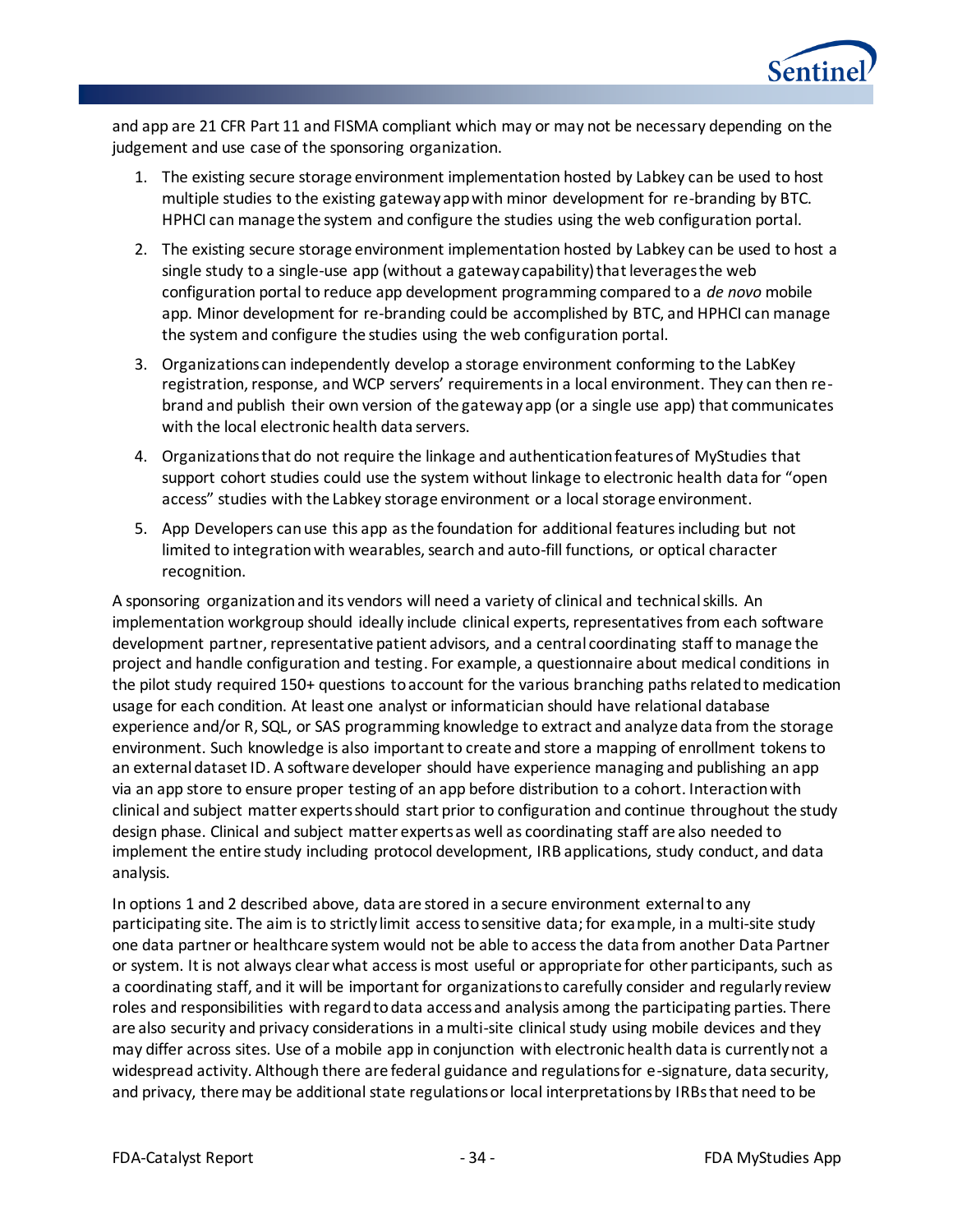and app are 21 CFR Part 11 and FISMA compliant which may or may not be necessary depending on the judgement and use case of the sponsoring organization.

1. The existing secure storage environment implementation hosted by Labkey can be used to host multiple studies to the existing gateway app with minor development for re-branding by BTC. HPHCI can manage the system and configure the studies using the web configuration portal.
2. The existing secure storage environment implementation hosted by Labkey can be used to host a single study to a single-use app (without a gateway capability) that leverages the web configuration portal to reduce app development programming compared to a *de novo* mobile app. Minor development for re-branding could be accomplished by BTC, and HPHCI can manage the system and configure the studies using the web configuration portal.
3. Organizations can independently develop a storage environment conforming to the LabKey registration, response, and WCP servers' requirements in a local environment. They can then re-brand and publish their own version of the gateway app (or a single use app) that communicates with the local electronic health data servers.
4. Organizations that do not require the linkage and authentication features of MyStudies that support cohort studies could use the system without linkage to electronic health data for "open access" studies with the Labkey storage environment or a local storage environment.
5. App Developers can use this app as the foundation for additional features including but not limited to integration with wearables, search and auto-fill functions, or optical character recognition.

A sponsoring organization and its vendors will need a variety of clinical and technical skills. An implementation workgroup should ideally include clinical experts, representatives from each software development partner, representative patient advisors, and a central coordinating staff to manage the project and handle configuration and testing. For example, a questionnaire about medical conditions in the pilot study required 150+ questions to account for the various branching paths related to medication usage for each condition. At least one analyst or informatician should have relational database experience and/or R, SQL, or SAS programming knowledge to extract and analyze data from the storage environment. Such knowledge is also important to create and store a mapping of enrollment tokens to an external dataset ID. A software developer should have experience managing and publishing an app via an app store to ensure proper testing of an app before distribution to a cohort. Interaction with clinical and subject matter experts should start prior to configuration and continue throughout the study design phase. Clinical and subject matter experts as well as coordinating staff are also needed to implement the entire study including protocol development, IRB applications, study conduct, and data analysis.

In options 1 and 2 described above, data are stored in a secure environment external to any participating site. The aim is to strictly limit access to sensitive data; for example, in a multi-site study one data partner or healthcare system would not be able to access the data from another Data Partner or system. It is not always clear what access is most useful or appropriate for other participants, such as a coordinating staff, and it will be important for organizations to carefully consider and regularly review roles and responsibilities with regard to data access and analysis among the participating parties. There are also security and privacy considerations in a multi-site clinical study using mobile devices and they may differ across sites. Use of a mobile app in conjunction with electronic health data is currently not a widespread activity. Although there are federal guidance and regulations for e-signature, data security, and privacy, there may be additional state regulations or local interpretations by IRBs that need to be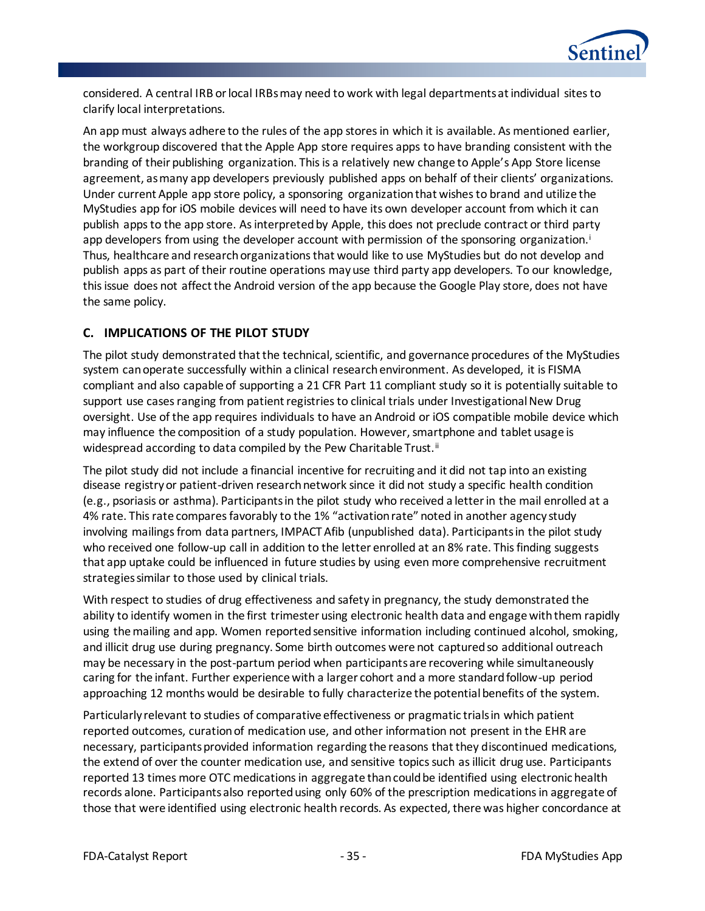considered. A central IRB or local IRBs may need to work with legal departments at individual sites to clarify local interpretations.

An app must always adhere to the rules of the app stores in which it is available. As mentioned earlier, the workgroup discovered that the Apple App store requires apps to have branding consistent with the branding of their publishing organization. This is a relatively new change to Apple's App Store license agreement, as many app developers previously published apps on behalf of their clients' organizations. Under current Apple app store policy, a sponsoring organization that wishes to brand and utilize the MyStudies app for iOS mobile devices will need to have its own developer account from which it can publish apps to the app store. As interpreted by Apple, this does not preclude contract or third party app developers from using the developer account with permission of the sponsoring organization.[i] Thus, healthcare and research organizations that would like to use MyStudies but do not develop and publish apps as part of their routine operations may use third party app developers. To our knowledge, this issue does not affect the Android version of the app because the Google Play store, does not have the same policy.

### C. IMPLICATIONS OF THE PILOT STUDY

The pilot study demonstrated that the technical, scientific, and governance procedures of the MyStudies system can operate successfully within a clinical research environment. As developed, it is FISMA compliant and also capable of supporting a 21 CFR Part 11 compliant study so it is potentially suitable to support use cases ranging from patient registries to clinical trials under Investigational New Drug oversight. Use of the app requires individuals to have an Android or iOS compatible mobile device which may influence the composition of a study population. However, smartphone and tablet usage is widespread according to data compiled by the Pew Charitable Trust.[ii]

The pilot study did not include a financial incentive for recruiting and it did not tap into an existing disease registry or patient-driven research network since it did not study a specific health condition (e.g., psoriasis or asthma). Participants in the pilot study who received a letter in the mail enrolled at a 4% rate. This rate compares favorably to the 1% "activation rate" noted in another agency study involving mailings from data partners, IMPACT Afib (unpublished data). Participants in the pilot study who received one follow-up call in addition to the letter enrolled at an 8% rate. This finding suggests that app uptake could be influenced in future studies by using even more comprehensive recruitment strategies similar to those used by clinical trials.

With respect to studies of drug effectiveness and safety in pregnancy, the study demonstrated the ability to identify women in the first trimester using electronic health data and engage with them rapidly using the mailing and app. Women reported sensitive information including continued alcohol, smoking, and illicit drug use during pregnancy. Some birth outcomes were not captured so additional outreach may be necessary in the post-partum period when participants are recovering while simultaneously caring for the infant. Further experience with a larger cohort and a more standard follow-up period approaching 12 months would be desirable to fully characterize the potential benefits of the system.

Particularly relevant to studies of comparative effectiveness or pragmatic trials in which patient reported outcomes, curation of medication use, and other information not present in the EHR are necessary, participants provided information regarding the reasons that they discontinued medications, the extend of over the counter medication use, and sensitive topics such as illicit drug use. Participants reported 13 times more OTC medications in aggregate than could be identified using electronic health records alone. Participants also reported using only 60% of the prescription medications in aggregate of those that were identified using electronic health records. As expected, there was higher concordance at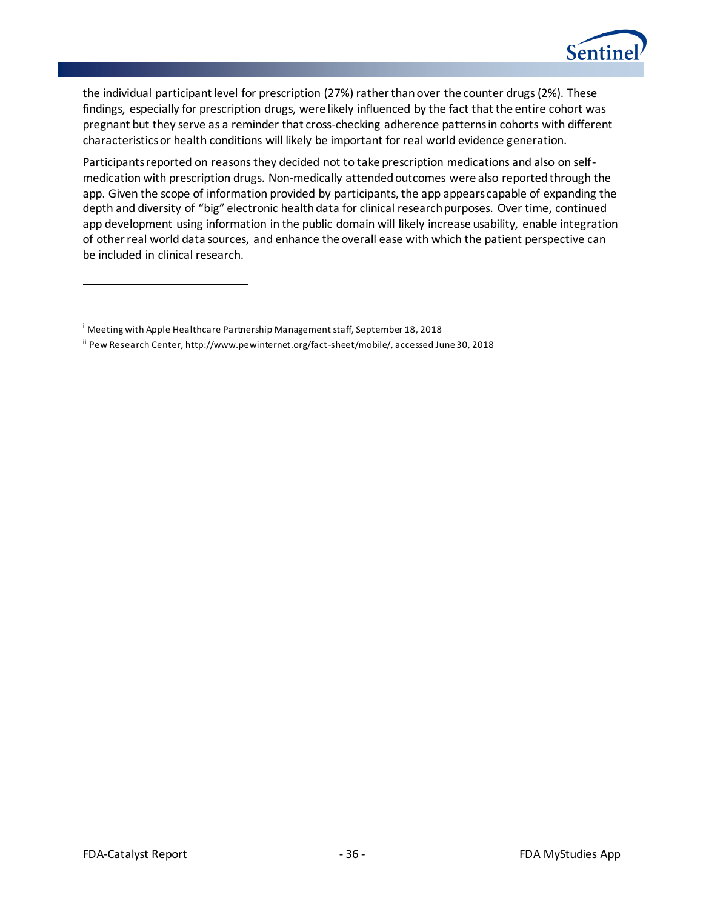the individual participant level for prescription (27%) rather than over the counter drugs (2%). These findings, especially for prescription drugs, were likely influenced by the fact that the entire cohort was pregnant but they serve as a reminder that cross-checking adherence patterns in cohorts with different characteristics or health conditions will likely be important for real world evidence generation.

Participants reported on reasons they decided not to take prescription medications and also on self-medication with prescription drugs. Non-medically attended outcomes were also reported through the app. Given the scope of information provided by participants, the app appears capable of expanding the depth and diversity of "big" electronic health data for clinical research purposes. Over time, continued app development using information in the public domain will likely increase usability, enable integration of other real world data sources, and enhance the overall ease with which the patient perspective can be included in clinical research.

---

[i] Meeting with Apple Healthcare Partnership Management staff, September 18, 2018

[ii] Pew Research Center, http://www.pewinternet.org/fact-sheet/mobile/, accessed June 30, 2018